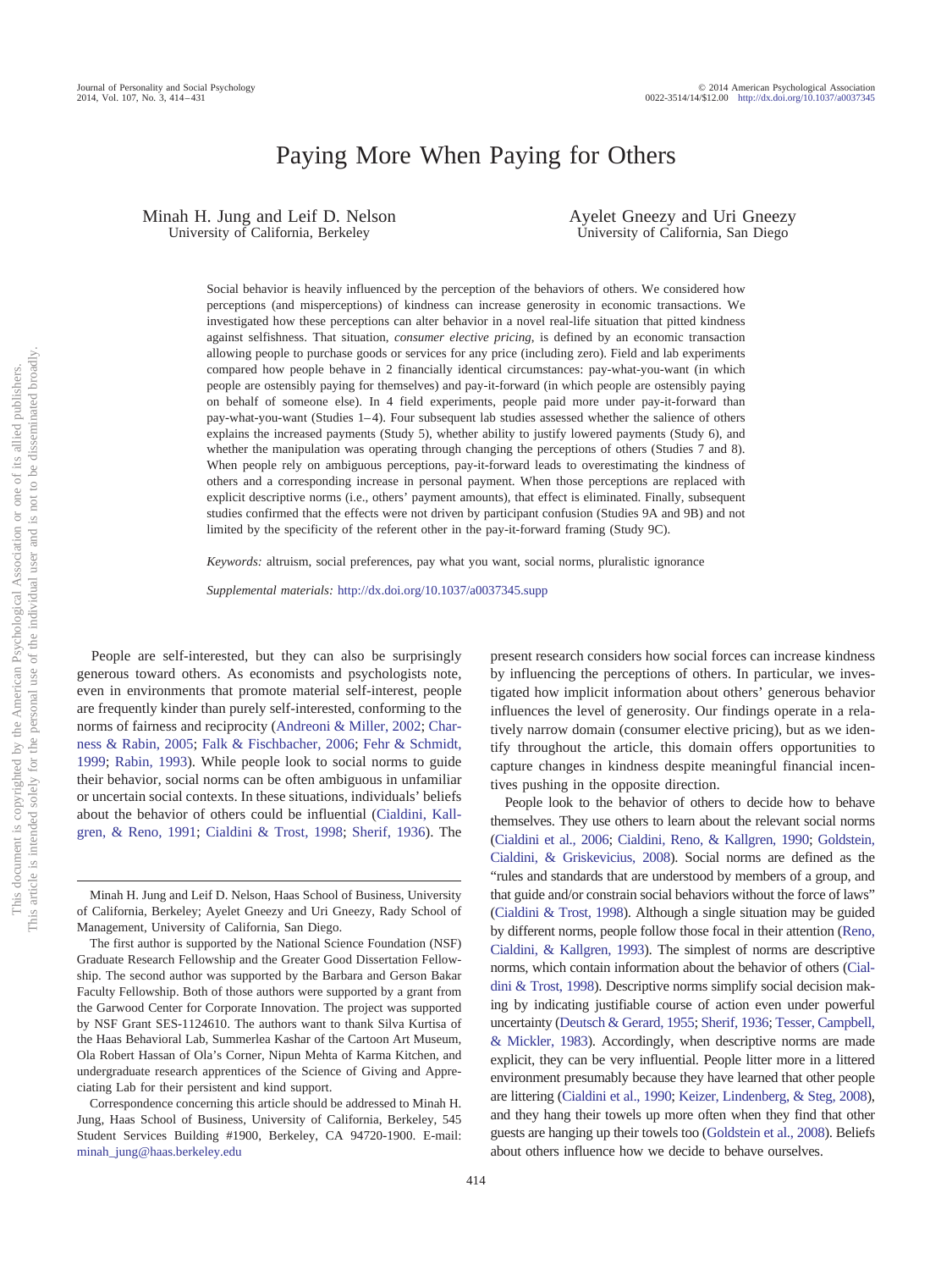# Paying More When Paying for Others

Minah H. Jung and Leif D. Nelson
University of California, Berkeley

Ayelet Gneezy and Uri Gneezy
University of California, San Diego

Social behavior is heavily influenced by the perception of the behaviors of others. We considered how perceptions (and misperceptions) of kindness can increase generosity in economic transactions. We investigated how these perceptions can alter behavior in a novel real-life situation that pitted kindness against selfishness. That situation, *consumer elective pricing*, is defined by an economic transaction allowing people to purchase goods or services for any price (including zero). Field and lab experiments compared how people behave in 2 financially identical circumstances: pay-what-you-want (in which people are ostensibly paying for themselves) and pay-it-forward (in which people are ostensibly paying on behalf of someone else). In 4 field experiments, people paid more under pay-it-forward than pay-what-you-want (Studies 1–4). Four subsequent lab studies assessed whether the salience of others explains the increased payments (Study 5), whether ability to justify lowered payments (Study 6), and whether the manipulation was operating through changing the perceptions of others (Studies 7 and 8). When people rely on ambiguous perceptions, pay-it-forward leads to overestimating the kindness of others and a corresponding increase in personal payment. When those perceptions are replaced with explicit descriptive norms (i.e., others' payment amounts), that effect is eliminated. Finally, subsequent studies confirmed that the effects were not driven by participant confusion (Studies 9A and 9B) and not limited by the specificity of the referent other in the pay-it-forward framing (Study 9C).

*Keywords:* altruism, social preferences, pay what you want, social norms, pluralistic ignorance

*Supplemental materials:* http://dx.doi.org/10.1037/a0037345.supp

People are self-interested, but they can also be surprisingly generous toward others. As economists and psychologists note, even in environments that promote material self-interest, people are frequently kinder than purely self-interested, conforming to the norms of fairness and reciprocity (Andreoni & Miller, 2002; Charness & Rabin, 2005; Falk & Fischbacher, 2006; Fehr & Schmidt, 1999; Rabin, 1993). While people look to social norms to guide their behavior, social norms can be often ambiguous in unfamiliar or uncertain social contexts. In these situations, individuals' beliefs about the behavior of others could be influential (Cialdini, Kallgren, & Reno, 1991; Cialdini & Trost, 1998; Sherif, 1936). The present research considers how social forces can increase kindness by influencing the perceptions of others. In particular, we investigated how implicit information about others' generous behavior influences the level of generosity. Our findings operate in a relatively narrow domain (consumer elective pricing), but as we identify throughout the article, this domain offers opportunities to capture changes in kindness despite meaningful financial incentives pushing in the opposite direction.

People look to the behavior of others to decide how to behave themselves. They use others to learn about the relevant social norms (Cialdini et al., 2006; Cialdini, Reno, & Kallgren, 1990; Goldstein, Cialdini, & Griskevicius, 2008). Social norms are defined as the "rules and standards that are understood by members of a group, and that guide and/or constrain social behaviors without the force of laws" (Cialdini & Trost, 1998). Although a single situation may be guided by different norms, people follow those focal in their attention (Reno, Cialdini, & Kallgren, 1993). The simplest of norms are descriptive norms, which contain information about the behavior of others (Cialdini & Trost, 1998). Descriptive norms simplify social decision making by indicating justifiable course of action even under powerful uncertainty (Deutsch & Gerard, 1955; Sherif, 1936; Tesser, Campbell, & Mickler, 1983). Accordingly, when descriptive norms are made explicit, they can be very influential. People litter more in a littered environment presumably because they have learned that other people are littering (Cialdini et al., 1990; Keizer, Lindenberg, & Steg, 2008), and they hang their towels up more often when they find that other guests are hanging up their towels too (Goldstein et al., 2008). Beliefs about others influence how we decide to behave ourselves.

---

Minah H. Jung and Leif D. Nelson, Haas School of Business, University of California, Berkeley; Ayelet Gneezy and Uri Gneezy, Rady School of Management, University of California, San Diego.

The first author is supported by the National Science Foundation (NSF) Graduate Research Fellowship and the Greater Good Dissertation Fellowship. The second author was supported by the Barbara and Gerson Bakar Faculty Fellowship. Both of those authors were supported by a grant from the Garwood Center for Corporate Innovation. The project was supported by NSF Grant SES-1124610. The authors want to thank Silva Kurtisa of the Haas Behavioral Lab, Summerlea Kashar of the Cartoon Art Museum, Ola Robert Hassan of Ola's Corner, Nipun Mehta of Karma Kitchen, and undergraduate research apprentices of the Science of Giving and Appreciating Lab for their persistent and kind support.

Correspondence concerning this article should be addressed to Minah H. Jung, Haas School of Business, University of California, Berkeley, 545 Student Services Building #1900, Berkeley, CA 94720-1900. E-mail: minah_jung@haas.berkeley.edu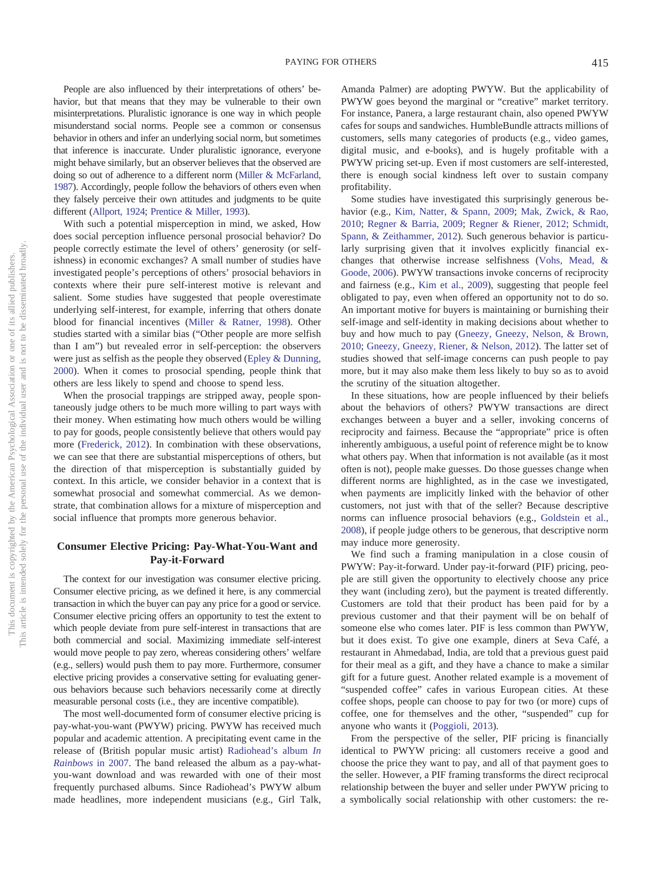People are also influenced by their interpretations of others' behavior, but that means that they may be vulnerable to their own misinterpretations. Pluralistic ignorance is one way in which people misunderstand social norms. People see a common or consensus behavior in others and infer an underlying social norm, but sometimes that inference is inaccurate. Under pluralistic ignorance, everyone might behave similarly, but an observer believes that the observed are doing so out of adherence to a different norm (Miller & McFarland, 1987). Accordingly, people follow the behaviors of others even when they falsely perceive their own attitudes and judgments to be quite different (Allport, 1924; Prentice & Miller, 1993).

With such a potential misperception in mind, we asked, How does social perception influence personal prosocial behavior? Do people correctly estimate the level of others' generosity (or selfishness) in economic exchanges? A small number of studies have investigated people's perceptions of others' prosocial behaviors in contexts where their pure self-interest motive is relevant and salient. Some studies have suggested that people overestimate underlying self-interest, for example, inferring that others donate blood for financial incentives (Miller & Ratner, 1998). Other studies started with a similar bias ("Other people are more selfish than I am") but revealed error in self-perception: the observers were just as selfish as the people they observed (Epley & Dunning, 2000). When it comes to prosocial spending, people think that others are less likely to spend and choose to spend less.

When the prosocial trappings are stripped away, people spontaneously judge others to be much more willing to part ways with their money. When estimating how much others would be willing to pay for goods, people consistently believe that others would pay more (Frederick, 2012). In combination with these observations, we can see that there are substantial misperceptions of others, but the direction of that misperception is substantially guided by context. In this article, we consider behavior in a context that is somewhat prosocial and somewhat commercial. As we demonstrate, that combination allows for a mixture of misperception and social influence that prompts more generous behavior.

## Consumer Elective Pricing: Pay-What-You-Want and Pay-it-Forward

The context for our investigation was consumer elective pricing. Consumer elective pricing, as we defined it here, is any commercial transaction in which the buyer can pay any price for a good or service. Consumer elective pricing offers an opportunity to test the extent to which people deviate from pure self-interest in transactions that are both commercial and social. Maximizing immediate self-interest would move people to pay zero, whereas considering others' welfare (e.g., sellers) would push them to pay more. Furthermore, consumer elective pricing provides a conservative setting for evaluating generous behaviors because such behaviors necessarily come at directly measurable personal costs (i.e., they are incentive compatible).

The most well-documented form of consumer elective pricing is pay-what-you-want (PWYW) pricing. PWYW has received much popular and academic attention. A precipitating event came in the release of (British popular music artist) Radiohead's album *In Rainbows* in 2007. The band released the album as a pay-what-you-want download and was rewarded with one of their most frequently purchased albums. Since Radiohead's PWYW album made headlines, more independent musicians (e.g., Girl Talk, Amanda Palmer) are adopting PWYW. But the applicability of PWYW goes beyond the marginal or "creative" market territory. For instance, Panera, a large restaurant chain, also opened PWYW cafes for soups and sandwiches. HumbleBundle attracts millions of customers, sells many categories of products (e.g., video games, digital music, and e-books), and is hugely profitable with a PWYW pricing set-up. Even if most customers are self-interested, there is enough social kindness left over to sustain company profitability.

Some studies have investigated this surprisingly generous behavior (e.g., Kim, Natter, & Spann, 2009; Mak, Zwick, & Rao, 2010; Regner & Barria, 2009; Regner & Riener, 2012; Schmidt, Spann, & Zeithammer, 2012). Such generous behavior is particularly surprising given that it involves explicitly financial exchanges that otherwise increase selfishness (Vohs, Mead, & Goode, 2006). PWYW transactions invoke concerns of reciprocity and fairness (e.g., Kim et al., 2009), suggesting that people feel obligated to pay, even when offered an opportunity not to do so. An important motive for buyers is maintaining or burnishing their self-image and self-identity in making decisions about whether to buy and how much to pay (Gneezy, Gneezy, Nelson, & Brown, 2010; Gneezy, Gneezy, Riener, & Nelson, 2012). The latter set of studies showed that self-image concerns can push people to pay more, but it may also make them less likely to buy so as to avoid the scrutiny of the situation altogether.

In these situations, how are people influenced by their beliefs about the behaviors of others? PWYW transactions are direct exchanges between a buyer and a seller, invoking concerns of reciprocity and fairness. Because the "appropriate" price is often inherently ambiguous, a useful point of reference might be to know what others pay. When that information is not available (as it most often is not), people make guesses. Do those guesses change when different norms are highlighted, as in the case we investigated, when payments are implicitly linked with the behavior of other customers, not just with that of the seller? Because descriptive norms can influence prosocial behaviors (e.g., Goldstein et al., 2008), if people judge others to be generous, that descriptive norm may induce more generosity.

We find such a framing manipulation in a close cousin of PWYW: Pay-it-forward. Under pay-it-forward (PIF) pricing, people are still given the opportunity to electively choose any price they want (including zero), but the payment is treated differently. Customers are told that their product has been paid for by a previous customer and that their payment will be on behalf of someone else who comes later. PIF is less common than PWYW, but it does exist. To give one example, diners at Seva Café, a restaurant in Ahmedabad, India, are told that a previous guest paid for their meal as a gift, and they have a chance to make a similar gift for a future guest. Another related example is a movement of "suspended coffee" cafes in various European cities. At these coffee shops, people can choose to pay for two (or more) cups of coffee, one for themselves and the other, "suspended" cup for anyone who wants it (Poggioli, 2013).

From the perspective of the seller, PIF pricing is financially identical to PWYW pricing: all customers receive a good and choose the price they want to pay, and all of that payment goes to the seller. However, a PIF framing transforms the direct reciprocal relationship between the buyer and seller under PWYW pricing to a symbolically social relationship with other customers: the re-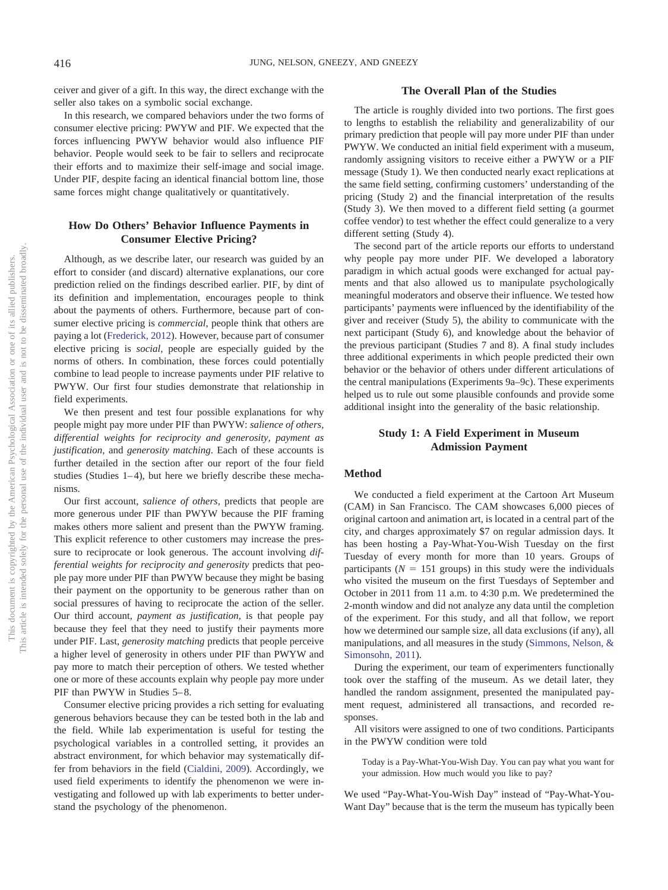ceiver and giver of a gift. In this way, the direct exchange with the seller also takes on a symbolic social exchange.

In this research, we compared behaviors under the two forms of consumer elective pricing: PWYW and PIF. We expected that the forces influencing PWYW behavior would also influence PIF behavior. People would seek to be fair to sellers and reciprocate their efforts and to maximize their self-image and social image. Under PIF, despite facing an identical financial bottom line, those same forces might change qualitatively or quantitatively.

## How Do Others' Behavior Influence Payments in Consumer Elective Pricing?

Although, as we describe later, our research was guided by an effort to consider (and discard) alternative explanations, our core prediction relied on the findings described earlier. PIF, by dint of its definition and implementation, encourages people to think about the payments of others. Furthermore, because part of consumer elective pricing is *commercial*, people think that others are paying a lot (Frederick, 2012). However, because part of consumer elective pricing is *social*, people are especially guided by the norms of others. In combination, these forces could potentially combine to lead people to increase payments under PIF relative to PWYW. Our first four studies demonstrate that relationship in field experiments.

We then present and test four possible explanations for why people might pay more under PIF than PWYW: *salience of others*, *differential weights for reciprocity and generosity*, *payment as justification*, and *generosity matching*. Each of these accounts is further detailed in the section after our report of the four field studies (Studies 1–4), but here we briefly describe these mechanisms.

Our first account, *salience of others*, predicts that people are more generous under PIF than PWYW because the PIF framing makes others more salient and present than the PWYW framing. This explicit reference to other customers may increase the pressure to reciprocate or look generous. The account involving *differential weights for reciprocity and generosity* predicts that people pay more under PIF than PWYW because they might be basing their payment on the opportunity to be generous rather than on social pressures of having to reciprocate the action of the seller. Our third account, *payment as justification*, is that people pay because they feel that they need to justify their payments more under PIF. Last, *generosity matching* predicts that people perceive a higher level of generosity in others under PIF than PWYW and pay more to match their perception of others. We tested whether one or more of these accounts explain why people pay more under PIF than PWYW in Studies 5–8.

Consumer elective pricing provides a rich setting for evaluating generous behaviors because they can be tested both in the lab and the field. While lab experimentation is useful for testing the psychological variables in a controlled setting, it provides an abstract environment, for which behavior may systematically differ from behaviors in the field (Cialdini, 2009). Accordingly, we used field experiments to identify the phenomenon we were investigating and followed up with lab experiments to better understand the psychology of the phenomenon.

## The Overall Plan of the Studies

The article is roughly divided into two portions. The first goes to lengths to establish the reliability and generalizability of our primary prediction that people will pay more under PIF than under PWYW. We conducted an initial field experiment with a museum, randomly assigning visitors to receive either a PWYW or a PIF message (Study 1). We then conducted nearly exact replications at the same field setting, confirming customers' understanding of the pricing (Study 2) and the financial interpretation of the results (Study 3). We then moved to a different field setting (a gourmet coffee vendor) to test whether the effect could generalize to a very different setting (Study 4).

The second part of the article reports our efforts to understand why people pay more under PIF. We developed a laboratory paradigm in which actual goods were exchanged for actual payments and that also allowed us to manipulate psychologically meaningful moderators and observe their influence. We tested how participants' payments were influenced by the identifiability of the giver and receiver (Study 5), the ability to communicate with the next participant (Study 6), and knowledge about the behavior of the previous participant (Studies 7 and 8). A final study includes three additional experiments in which people predicted their own behavior or the behavior of others under different articulations of the central manipulations (Experiments 9a–9c). These experiments helped us to rule out some plausible confounds and provide some additional insight into the generality of the basic relationship.

## Study 1: A Field Experiment in Museum Admission Payment

### Method

We conducted a field experiment at the Cartoon Art Museum (CAM) in San Francisco. The CAM showcases 6,000 pieces of original cartoon and animation art, is located in a central part of the city, and charges approximately $7 on regular admission days. It has been hosting a Pay-What-You-Wish Tuesday on the first Tuesday of every month for more than 10 years. Groups of participants ($N$ = 151 groups) in this study were the individuals who visited the museum on the first Tuesdays of September and October in 2011 from 11 a.m. to 4:30 p.m. We predetermined the 2-month window and did not analyze any data until the completion of the experiment. For this study, and all that follow, we report how we determined our sample size, all data exclusions (if any), all manipulations, and all measures in the study (Simmons, Nelson, & Simonsohn, 2011).

During the experiment, our team of experimenters functionally took over the staffing of the museum. As we detail later, they handled the random assignment, presented the manipulated payment request, administered all transactions, and recorded responses.

All visitors were assigned to one of two conditions. Participants in the PWYW condition were told

> Today is a Pay-What-You-Wish Day. You can pay what you want for your admission. How much would you like to pay?

We used "Pay-What-You-Wish Day" instead of "Pay-What-You-Want Day" because that is the term the museum has typically been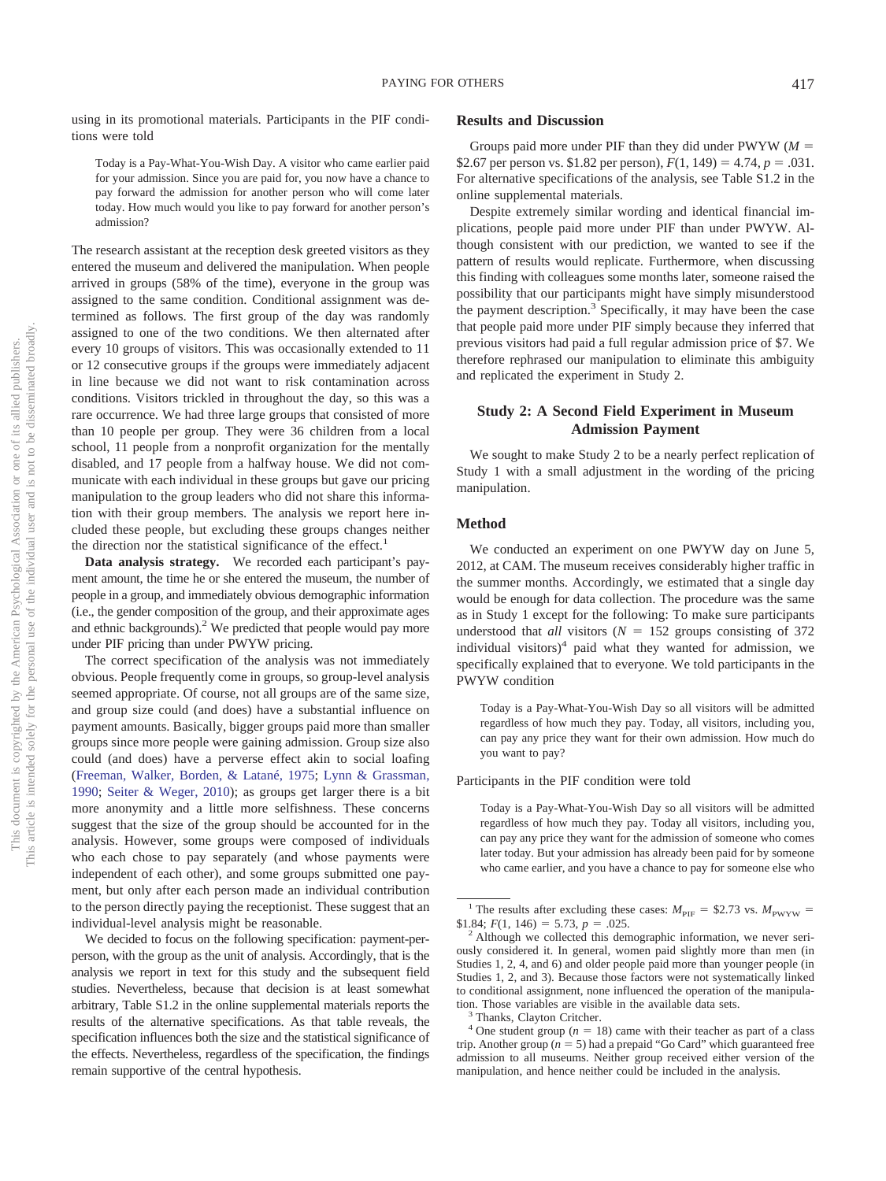using in its promotional materials. Participants in the PIF conditions were told

> Today is a Pay-What-You-Wish Day. A visitor who came earlier paid for your admission. Since you are paid for, you now have a chance to pay forward the admission for another person who will come later today. How much would you like to pay forward for another person's admission?

The research assistant at the reception desk greeted visitors as they entered the museum and delivered the manipulation. When people arrived in groups (58% of the time), everyone in the group was assigned to the same condition. Conditional assignment was determined as follows. The first group of the day was randomly assigned to one of the two conditions. We then alternated after every 10 groups of visitors. This was occasionally extended to 11 or 12 consecutive groups if the groups were immediately adjacent in line because we did not want to risk contamination across conditions. Visitors trickled in throughout the day, so this was a rare occurrence. We had three large groups that consisted of more than 10 people per group. They were 36 children from a local school, 11 people from a nonprofit organization for the mentally disabled, and 17 people from a halfway house. We did not communicate with each individual in these groups but gave our pricing manipulation to the group leaders who did not share this information with their group members. The analysis we report here included these people, but excluding these groups changes neither the direction nor the statistical significance of the effect.[1]

**Data analysis strategy.** We recorded each participant's payment amount, the time he or she entered the museum, the number of people in a group, and immediately obvious demographic information (i.e., the gender composition of the group, and their approximate ages and ethnic backgrounds).[2] We predicted that people would pay more under PIF pricing than under PWYW pricing.

The correct specification of the analysis was not immediately obvious. People frequently come in groups, so group-level analysis seemed appropriate. Of course, not all groups are of the same size, and group size could (and does) have a substantial influence on payment amounts. Basically, bigger groups paid more than smaller groups since more people were gaining admission. Group size also could (and does) have a perverse effect akin to social loafing (Freeman, Walker, Borden, & Latané, 1975; Lynn & Grassman, 1990; Seiter & Weger, 2010); as groups get larger there is a bit more anonymity and a little more selfishness. These concerns suggest that the size of the group should be accounted for in the analysis. However, some groups were composed of individuals who each chose to pay separately (and whose payments were independent of each other), and some groups submitted one payment, but only after each person made an individual contribution to the person directly paying the receptionist. These suggest that an individual-level analysis might be reasonable.

We decided to focus on the following specification: payment-per-person, with the group as the unit of analysis. Accordingly, that is the analysis we report in text for this study and the subsequent field studies. Nevertheless, because that decision is at least somewhat arbitrary, Table S1.2 in the online supplemental materials reports the results of the alternative specifications. As that table reveals, the specification influences both the size and the statistical significance of the effects. Nevertheless, regardless of the specification, the findings remain supportive of the central hypothesis.

## Results and Discussion

Groups paid more under PIF than they did under PWYW ($M =$ \$2.67 per person vs. \$1.82 per person), $F(1, 149) = 4.74$, $p = .031$. For alternative specifications of the analysis, see Table S1.2 in the online supplemental materials.

Despite extremely similar wording and identical financial implications, people paid more under PIF than PWYW. Although consistent with our prediction, we wanted to see if the pattern of results would replicate. Furthermore, when discussing this finding with colleagues some months later, someone raised the possibility that our participants might have simply misunderstood the payment description.[3] Specifically, it may have been the case that people paid more under PIF simply because they inferred that previous visitors had paid a full regular admission price of \$7. We therefore rephrased our manipulation to eliminate this ambiguity and replicated the experiment in Study 2.

## Study 2: A Second Field Experiment in Museum Admission Payment

We sought to make Study 2 to be a nearly perfect replication of Study 1 with a small adjustment in the wording of the pricing manipulation.

### Method

We conducted an experiment on one PWYW day on June 5, 2012, at CAM. The museum receives considerably higher traffic in the summer months. Accordingly, we estimated that a single day would be enough for data collection. The procedure was the same as in Study 1 except for the following: To make sure participants understood that *all* visitors ($N = 152$ groups consisting of 372 individual visitors)[4] paid what they wanted for admission, we specifically explained that to everyone. We told participants in the PWYW condition

> Today is a Pay-What-You-Wish Day so all visitors will be admitted regardless of how much they pay. Today, all visitors, including you, can pay any price they want for their own admission. How much do you want to pay?

Participants in the PIF condition were told

> Today is a Pay-What-You-Wish Day so all visitors will be admitted regardless of how much they pay. Today all visitors, including you, can pay any price they want for the admission of someone who comes later today. But your admission has already been paid for by someone who came earlier, and you have a chance to pay for someone else who

---

[1] The results after excluding these cases: $M_{\text{PIF}} =$ \$2.73 vs. $M_{\text{PWYW}} =$ \$1.84; $F(1, 146) = 5.73$, $p = .025$.

[2] Although we collected this demographic information, we never seriously considered it. In general, women paid slightly more than men (in Studies 1, 2, 4, and 6) and older people paid more than younger people (in Studies 1, 2, and 3). Because those factors were not systematically linked to conditional assignment, none influenced the operation of the manipulation. Those variables are visible in the available data sets.

[3] Thanks, Clayton Critcher.

[4] One student group ($n = 18$) came with their teacher as part of a class trip. Another group ($n = 5$) had a prepaid "Go Card" which guaranteed free admission to all museums. Neither group received either version of the manipulation, and hence neither could be included in the analysis.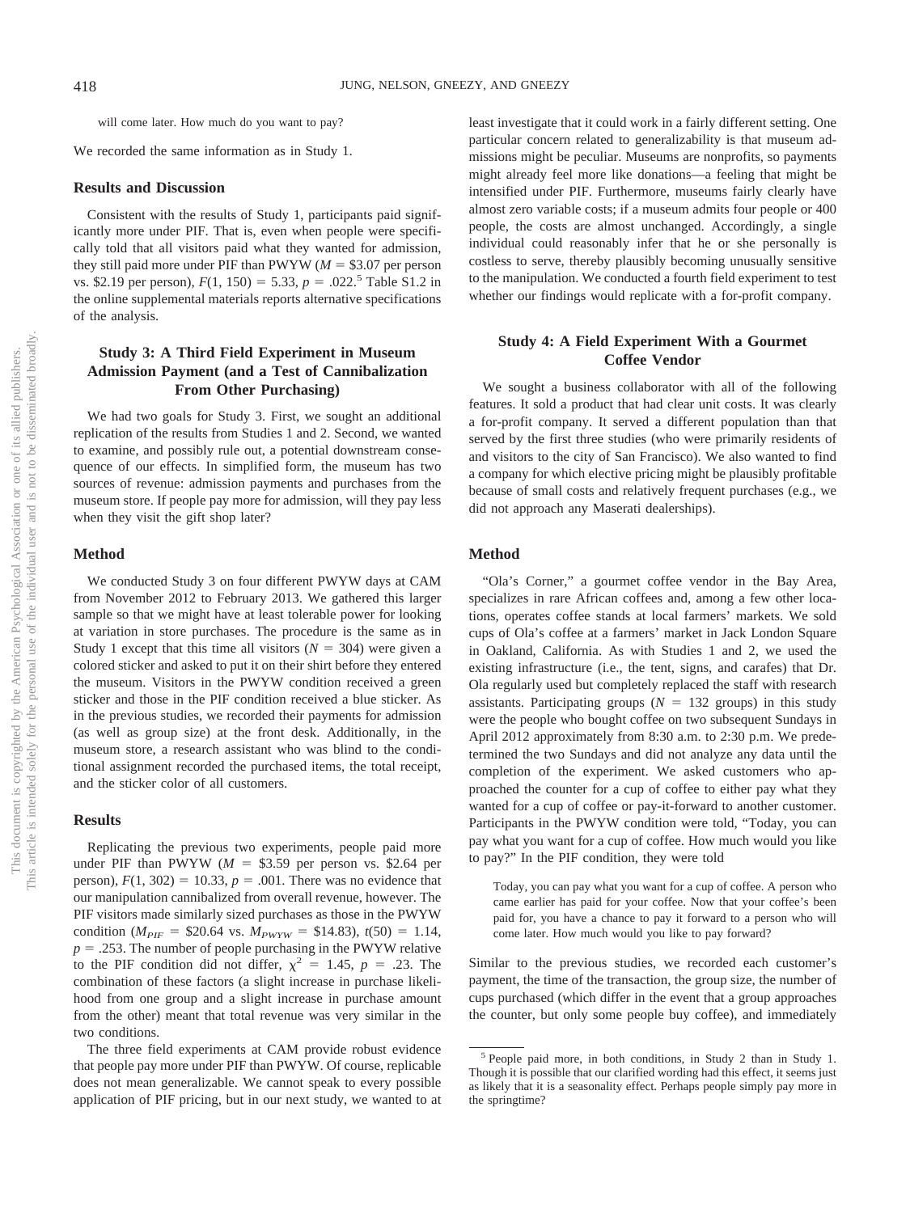will come later. How much do you want to pay?

We recorded the same information as in Study 1.

### Results and Discussion

Consistent with the results of Study 1, participants paid significantly more under PIF. That is, even when people were specifically told that all visitors paid what they wanted for admission, they still paid more under PIF than PWYW ($M$ = \$3.07 per person vs. \$2.19 per person), $F(1, 150) = 5.33$, $p = .022$.[5] Table S1.2 in the online supplemental materials reports alternative specifications of the analysis.

## Study 3: A Third Field Experiment in Museum Admission Payment (and a Test of Cannibalization From Other Purchasing)

We had two goals for Study 3. First, we sought an additional replication of the results from Studies 1 and 2. Second, we wanted to examine, and possibly rule out, a potential downstream consequence of our effects. In simplified form, the museum has two sources of revenue: admission payments and purchases from the museum store. If people pay more for admission, will they pay less when they visit the gift shop later?

### Method

We conducted Study 3 on four different PWYW days at CAM from November 2012 to February 2013. We gathered this larger sample so that we might have at least tolerable power for looking at variation in store purchases. The procedure is the same as in Study 1 except that this time all visitors ($N$ = 304) were given a colored sticker and asked to put it on their shirt before they entered the museum. Visitors in the PWYW condition received a green sticker and those in the PIF condition received a blue sticker. As in the previous studies, we recorded their payments for admission (as well as group size) at the front desk. Additionally, in the museum store, a research assistant who was blind to the conditional assignment recorded the purchased items, the total receipt, and the sticker color of all customers.

### Results

Replicating the previous two experiments, people paid more under PIF than PWYW ($M$ = \$3.59 per person vs. \$2.64 per person), $F(1, 302) = 10.33$, $p = .001$. There was no evidence that our manipulation cannibalized from overall revenue, however. The PIF visitors made similarly sized purchases as those in the PWYW condition ($M_{PIF}$ = \$20.64 vs. $M_{PWYW}$ = \$14.83), $t(50) = 1.14$, $p = .253$. The number of people purchasing in the PWYW relative to the PIF condition did not differ, $\chi^2 = 1.45$, $p = .23$. The combination of these factors (a slight increase in purchase likelihood from one group and a slight increase in purchase amount from the other) meant that total revenue was very similar in the two conditions.

The three field experiments at CAM provide robust evidence that people pay more under PIF than PWYW. Of course, replicable does not mean generalizable. We cannot speak to every possible application of PIF pricing, but in our next study, we wanted to at least investigate that it could work in a fairly different setting. One particular concern related to generalizability is that museum admissions might be peculiar. Museums are nonprofits, so payments might already feel more like donations—a feeling that might be intensified under PIF. Furthermore, museums fairly clearly have almost zero variable costs; if a museum admits four people or 400 people, the costs are almost unchanged. Accordingly, a single individual could reasonably infer that he or she personally is costless to serve, thereby plausibly becoming unusually sensitive to the manipulation. We conducted a fourth field experiment to test whether our findings would replicate with a for-profit company.

## Study 4: A Field Experiment With a Gourmet Coffee Vendor

We sought a business collaborator with all of the following features. It sold a product that had clear unit costs. It was clearly a for-profit company. It served a different population than that served by the first three studies (who were primarily residents of and visitors to the city of San Francisco). We also wanted to find a company for which elective pricing might be plausibly profitable because of small costs and relatively frequent purchases (e.g., we did not approach any Maserati dealerships).

### Method

"Ola's Corner," a gourmet coffee vendor in the Bay Area, specializes in rare African coffees and, among a few other locations, operates coffee stands at local farmers' markets. We sold cups of Ola's coffee at a farmers' market in Jack London Square in Oakland, California. As with Studies 1 and 2, we used the existing infrastructure (i.e., the tent, signs, and carafes) that Dr. Ola regularly used but completely replaced the staff with research assistants. Participating groups ($N$ = 132 groups) in this study were the people who bought coffee on two subsequent Sundays in April 2012 approximately from 8:30 a.m. to 2:30 p.m. We predetermined the two Sundays and did not analyze any data until the completion of the experiment. We asked customers who approached the counter for a cup of coffee to either pay what they wanted for a cup of coffee or pay-it-forward to another customer. Participants in the PWYW condition were told, "Today, you can pay what you want for a cup of coffee. How much would you like to pay?" In the PIF condition, they were told

> Today, you can pay what you want for a cup of coffee. A person who came earlier has paid for your coffee. Now that your coffee's been paid for, you have a chance to pay it forward to a person who will come later. How much would you like to pay forward?

Similar to the previous studies, we recorded each customer's payment, the time of the transaction, the group size, the number of cups purchased (which differ in the event that a group approaches the counter, but only some people buy coffee), and immediately

[5] People paid more, in both conditions, in Study 2 than in Study 1. Though it is possible that our clarified wording had this effect, it seems just as likely that it is a seasonality effect. Perhaps people simply pay more in the springtime?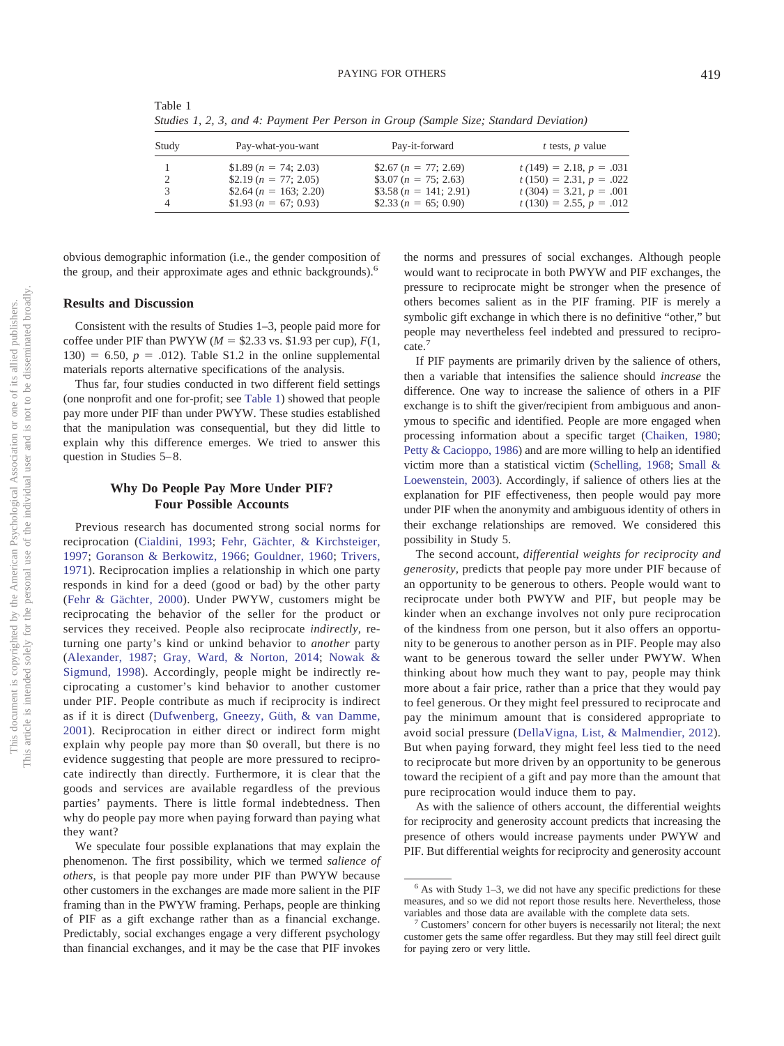Table 1
*Studies 1, 2, 3, and 4: Payment Per Person in Group (Sample Size; Standard Deviation)*

| Study | Pay-what-you-want | Pay-it-forward | $t$ tests, $p$ value |
|---|---|---|---|
| 1 | \$1.89 ($n$ = 74; 2.03) | \$2.67 ($n$ = 77; 2.69) | $t$ (149) = 2.18, $p$ = .031 |
| 2 | \$2.19 ($n$ = 77; 2.05) | \$3.07 ($n$ = 75; 2.63) | $t$ (150) = 2.31, $p$ = .022 |
| 3 | \$2.64 ($n$ = 163; 2.20) | \$3.58 ($n$ = 141; 2.91) | $t$ (304) = 3.21, $p$ = .001 |
| 4 | \$1.93 ($n$ = 67; 0.93) | \$2.33 ($n$ = 65; 0.90) | $t$ (130) = 2.55, $p$ = .012 |

obvious demographic information (i.e., the gender composition of the group, and their approximate ages and ethnic backgrounds).[6]

## Results and Discussion

Consistent with the results of Studies 1–3, people paid more for coffee under PIF than PWYW ($M$ = \$2.33 vs. \$1.93 per cup), $F(1, 130) = 6.50$, $p = .012$). Table S1.2 in the online supplemental materials reports alternative specifications of the analysis.

Thus far, four studies conducted in two different field settings (one nonprofit and one for-profit; see Table 1) showed that people pay more under PIF than under PWYW. These studies established that the manipulation was consequential, but they did little to explain why this difference emerges. We tried to answer this question in Studies 5–8.

# Why Do People Pay More Under PIF? Four Possible Accounts

Previous research has documented strong social norms for reciprocation (Cialdini, 1993; Fehr, Gächter, & Kirchsteiger, 1997; Goranson & Berkowitz, 1966; Gouldner, 1960; Trivers, 1971). Reciprocation implies a relationship in which one party responds in kind for a deed (good or bad) by the other party (Fehr & Gächter, 2000). Under PWYW, customers might be reciprocating the behavior of the seller for the product or services they received. People also reciprocate *indirectly*, returning one party's kind or unkind behavior to *another* party (Alexander, 1987; Gray, Ward, & Norton, 2014; Nowak & Sigmund, 1998). Accordingly, people might be indirectly reciprocating a customer's kind behavior to another customer under PIF. People contribute as much if reciprocity is indirect as if it is direct (Dufwenberg, Gneezy, Güth, & van Damme, 2001). Reciprocation in either direct or indirect form might explain why people pay more than \$0 overall, but there is no evidence suggesting that people are more pressured to reciprocate indirectly than directly. Furthermore, it is clear that the goods and services are available regardless of the previous parties' payments. There is little formal indebtedness. Then why do people pay more when paying forward than paying what they want?

We speculate four possible explanations that may explain the phenomenon. The first possibility, which we termed *salience of others*, is that people pay more under PIF than PWYW because other customers in the exchanges are made more salient in the PIF framing than in the PWYW framing. Perhaps, people are thinking of PIF as a gift exchange rather than as a financial exchange. Predictably, social exchanges engage a very different psychology than financial exchanges, and it may be the case that PIF invokes the norms and pressures of social exchanges. Although people would want to reciprocate in both PWYW and PIF exchanges, the pressure to reciprocate might be stronger when the presence of others becomes salient as in the PIF framing. PIF is merely a symbolic gift exchange in which there is no definitive "other," but people may nevertheless feel indebted and pressured to reciprocate.[7]

If PIF payments are primarily driven by the salience of others, then a variable that intensifies the salience should *increase* the difference. One way to increase the salience of others in a PIF exchange is to shift the giver/recipient from ambiguous and anonymous to specific and identified. People are more engaged when processing information about a specific target (Chaiken, 1980; Petty & Cacioppo, 1986) and are more willing to help an identified victim more than a statistical victim (Schelling, 1968; Small & Loewenstein, 2003). Accordingly, if salience of others lies at the explanation for PIF effectiveness, then people would pay more under PIF when the anonymity and ambiguous identity of others in their exchange relationships are removed. We considered this possibility in Study 5.

The second account, *differential weights for reciprocity and generosity*, predicts that people pay more under PIF because of an opportunity to be generous to others. People would want to reciprocate under both PWYW and PIF, but people may be kinder when an exchange involves not only pure reciprocation of the kindness from one person, but it also offers an opportunity to be generous to another person as in PIF. People may also want to be generous toward the seller under PWYW. When thinking about how much they want to pay, people may think more about a fair price, rather than a price that they would pay to feel generous. Or they might feel pressured to reciprocate and pay the minimum amount that is considered appropriate to avoid social pressure (DellaVigna, List, & Malmendier, 2012). But when paying forward, they might feel less tied to the need to reciprocate but more driven by an opportunity to be generous toward the recipient of a gift and pay more than the amount that pure reciprocation would induce them to pay.

As with the salience of others account, the differential weights for reciprocity and generosity account predicts that increasing the presence of others would increase payments under PWYW and PIF. But differential weights for reciprocity and generosity account

[6] As with Study 1–3, we did not have any specific predictions for these measures, and so we did not report those results here. Nevertheless, those variables and those data are available with the complete data sets.

[7] Customers' concern for other buyers is necessarily not literal; the next customer gets the same offer regardless. But they may still feel direct guilt for paying zero or very little.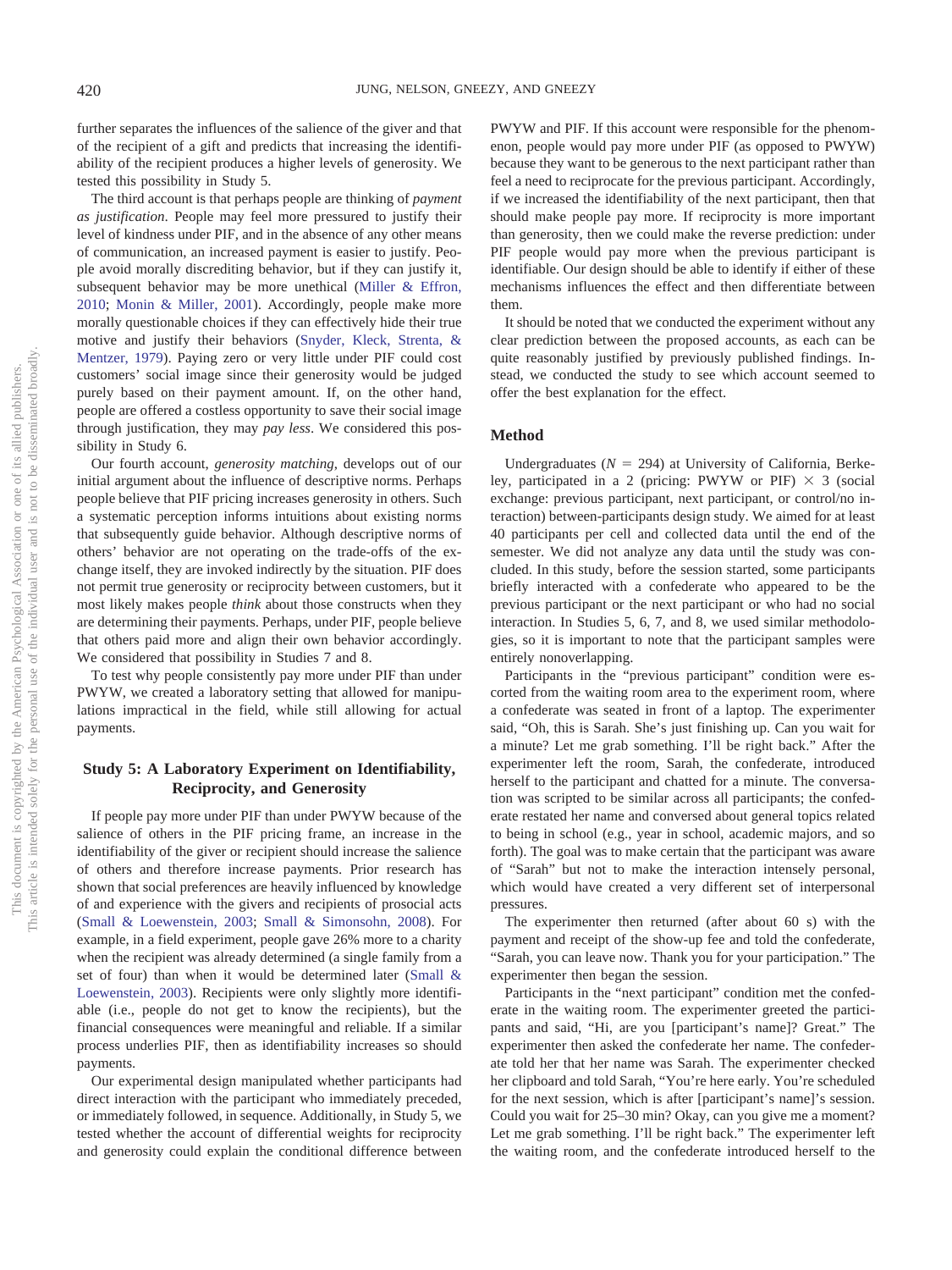further separates the influences of the salience of the giver and that of the recipient of a gift and predicts that increasing the identifiability of the recipient produces a higher levels of generosity. We tested this possibility in Study 5.

The third account is that perhaps people are thinking of *payment as justification*. People may feel more pressured to justify their level of kindness under PIF, and in the absence of any other means of communication, an increased payment is easier to justify. People avoid morally discrediting behavior, but if they can justify it, subsequent behavior may be more unethical (Miller & Effron, 2010; Monin & Miller, 2001). Accordingly, people make more morally questionable choices if they can effectively hide their true motive and justify their behaviors (Snyder, Kleck, Strenta, & Mentzer, 1979). Paying zero or very little under PIF could cost customers' social image since their generosity would be judged purely based on their payment amount. If, on the other hand, people are offered a costless opportunity to save their social image through justification, they may *pay less*. We considered this possibility in Study 6.

Our fourth account, *generosity matching*, develops out of our initial argument about the influence of descriptive norms. Perhaps people believe that PIF pricing increases generosity in others. Such a systematic perception informs intuitions about existing norms that subsequently guide behavior. Although descriptive norms of others' behavior are not operating on the trade-offs of the exchange itself, they are invoked indirectly by the situation. PIF does not permit true generosity or reciprocity between customers, but it most likely makes people *think* about those constructs when they are determining their payments. Perhaps, under PIF, people believe that others paid more and align their own behavior accordingly. We considered that possibility in Studies 7 and 8.

To test why people consistently pay more under PIF than under PWYW, we created a laboratory setting that allowed for manipulations impractical in the field, while still allowing for actual payments.

## Study 5: A Laboratory Experiment on Identifiability, Reciprocity, and Generosity

If people pay more under PIF than under PWYW because of the salience of others in the PIF pricing frame, an increase in the identifiability of the giver or recipient should increase the salience of others and therefore increase payments. Prior research has shown that social preferences are heavily influenced by knowledge of and experience with the givers and recipients of prosocial acts (Small & Loewenstein, 2003; Small & Simonsohn, 2008). For example, in a field experiment, people gave 26% more to a charity when the recipient was already determined (a single family from a set of four) than when it would be determined later (Small & Loewenstein, 2003). Recipients were only slightly more identifiable (i.e., people do not get to know the recipients), but the financial consequences were meaningful and reliable. If a similar process underlies PIF, then as identifiability increases so should payments.

Our experimental design manipulated whether participants had direct interaction with the participant who immediately preceded, or immediately followed, in sequence. Additionally, in Study 5, we tested whether the account of differential weights for reciprocity and generosity could explain the conditional difference between PWYW and PIF. If this account were responsible for the phenomenon, people would pay more under PIF (as opposed to PWYW) because they want to be generous to the next participant rather than feel a need to reciprocate for the previous participant. Accordingly, if we increased the identifiability of the next participant, then that should make people pay more. If reciprocity is more important than generosity, then we could make the reverse prediction: under PIF people would pay more when the previous participant is identifiable. Our design should be able to identify if either of these mechanisms influences the effect and then differentiate between them.

It should be noted that we conducted the experiment without any clear prediction between the proposed accounts, as each can be quite reasonably justified by previously published findings. Instead, we conducted the study to see which account seemed to offer the best explanation for the effect.

### Method

Undergraduates ($N$ = 294) at University of California, Berkeley, participated in a 2 (pricing: PWYW or PIF) × 3 (social exchange: previous participant, next participant, or control/no interaction) between-participants design study. We aimed for at least 40 participants per cell and collected data until the end of the semester. We did not analyze any data until the study was concluded. In this study, before the session started, some participants briefly interacted with a confederate who appeared to be the previous participant or the next participant or who had no social interaction. In Studies 5, 6, 7, and 8, we used similar methodologies, so it is important to note that the participant samples were entirely nonoverlapping.

Participants in the "previous participant" condition were escorted from the waiting room area to the experiment room, where a confederate was seated in front of a laptop. The experimenter said, "Oh, this is Sarah. She's just finishing up. Can you wait for a minute? Let me grab something. I'll be right back." After the experimenter left the room, Sarah, the confederate, introduced herself to the participant and chatted for a minute. The conversation was scripted to be similar across all participants; the confederate restated her name and conversed about general topics related to being in school (e.g., year in school, academic majors, and so forth). The goal was to make certain that the participant was aware of "Sarah" but not to make the interaction intensely personal, which would have created a very different set of interpersonal pressures.

The experimenter then returned (after about 60 s) with the payment and receipt of the show-up fee and told the confederate, "Sarah, you can leave now. Thank you for your participation." The experimenter then began the session.

Participants in the "next participant" condition met the confederate in the waiting room. The experimenter greeted the participants and said, "Hi, are you [participant's name]? Great." The experimenter then asked the confederate her name. The confederate told her that her name was Sarah. The experimenter checked her clipboard and told Sarah, "You're here early. You're scheduled for the next session, which is after [participant's name]'s session. Could you wait for 25–30 min? Okay, can you give me a moment? Let me grab something. I'll be right back." The experimenter left the waiting room, and the confederate introduced herself to the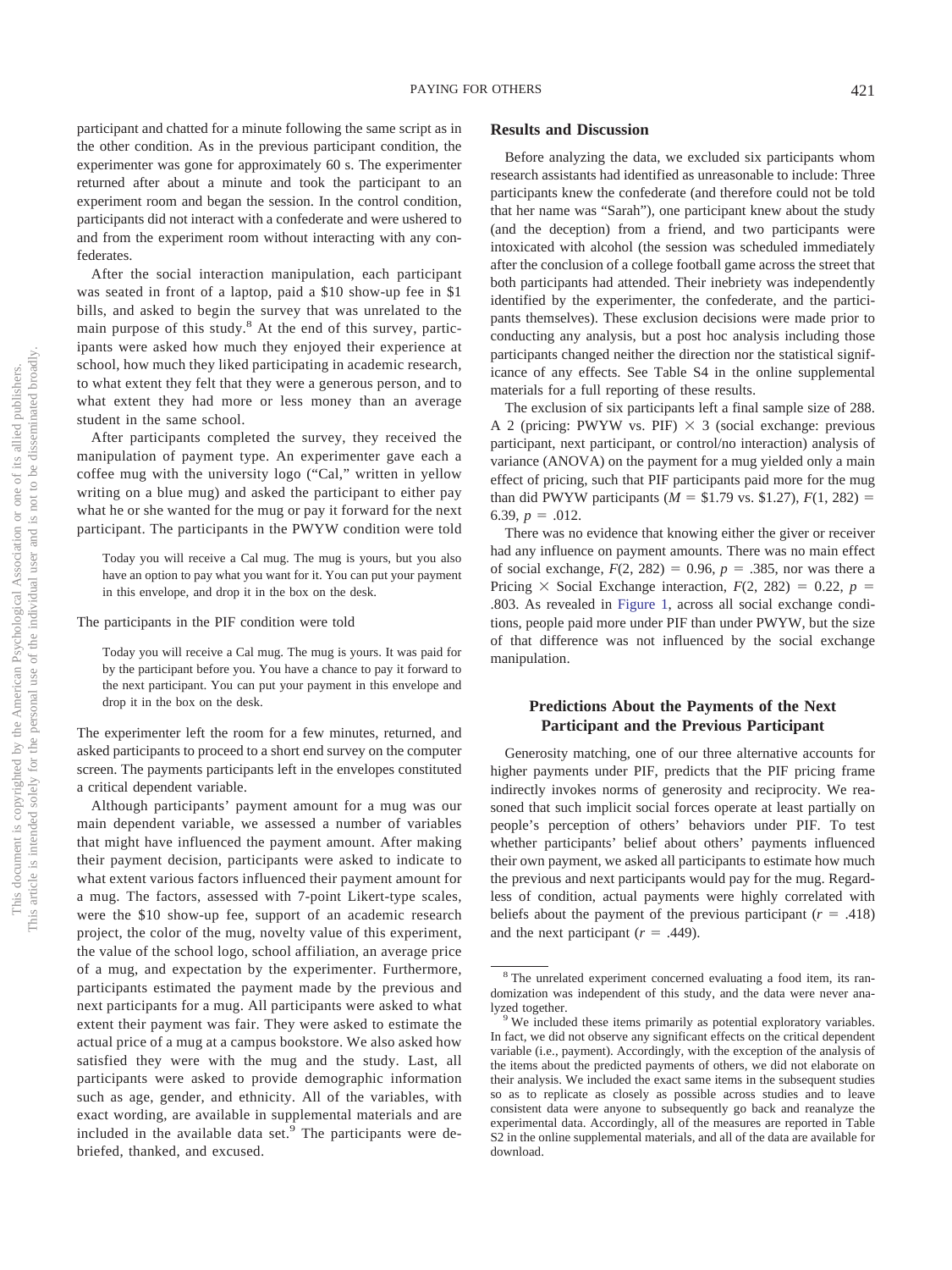participant and chatted for a minute following the same script as in the other condition. As in the previous participant condition, the experimenter was gone for approximately 60 s. The experimenter returned after about a minute and took the participant to an experiment room and began the session. In the control condition, participants did not interact with a confederate and were ushered to and from the experiment room without interacting with any confederates.

After the social interaction manipulation, each participant was seated in front of a laptop, paid a $10 show-up fee in $1 bills, and asked to begin the survey that was unrelated to the main purpose of this study.[8] At the end of this survey, participants were asked how much they enjoyed their experience at school, how much they liked participating in academic research, to what extent they felt that they were a generous person, and to what extent they had more or less money than an average student in the same school.

After participants completed the survey, they received the manipulation of payment type. An experimenter gave each a coffee mug with the university logo ("Cal," written in yellow writing on a blue mug) and asked the participant to either pay what he or she wanted for the mug or pay it forward for the next participant. The participants in the PWYW condition were told

> Today you will receive a Cal mug. The mug is yours, but you also have an option to pay what you want for it. You can put your payment in this envelope, and drop it in the box on the desk.

The participants in the PIF condition were told

> Today you will receive a Cal mug. The mug is yours. It was paid for by the participant before you. You have a chance to pay it forward to the next participant. You can put your payment in this envelope and drop it in the box on the desk.

The experimenter left the room for a few minutes, returned, and asked participants to proceed to a short end survey on the computer screen. The payments participants left in the envelopes constituted a critical dependent variable.

Although participants' payment amount for a mug was our main dependent variable, we assessed a number of variables that might have influenced the payment amount. After making their payment decision, participants were asked to indicate to what extent various factors influenced their payment amount for a mug. The factors, assessed with 7-point Likert-type scales, were the $10 show-up fee, support of an academic research project, the color of the mug, novelty value of this experiment, the value of the school logo, school affiliation, an average price of a mug, and expectation by the experimenter. Furthermore, participants estimated the payment made by the previous and next participants for a mug. All participants were asked to what extent their payment was fair. They were asked to estimate the actual price of a mug at a campus bookstore. We also asked how satisfied they were with the mug and the study. Last, all participants were asked to provide demographic information such as age, gender, and ethnicity. All of the variables, with exact wording, are available in supplemental materials and are included in the available data set.[9] The participants were debriefed, thanked, and excused.

## Results and Discussion

Before analyzing the data, we excluded six participants whom research assistants had identified as unreasonable to include: Three participants knew the confederate (and therefore could not be told that her name was "Sarah"), one participant knew about the study (and the deception) from a friend, and two participants were intoxicated with alcohol (the session was scheduled immediately after the conclusion of a college football game across the street that both participants had attended. Their inebriety was independently identified by the experimenter, the confederate, and the participants themselves). These exclusion decisions were made prior to conducting any analysis, but a post hoc analysis including those participants changed neither the direction nor the statistical significance of any effects. See Table S4 in the online supplemental materials for a full reporting of these results.

The exclusion of six participants left a final sample size of 288. A 2 (pricing: PWYW vs. PIF) × 3 (social exchange: previous participant, next participant, or control/no interaction) analysis of variance (ANOVA) on the payment for a mug yielded only a main effect of pricing, such that PIF participants paid more for the mug than did PWYW participants ($M$ = $1.79 vs. $1.27), $F(1, 282) = 6.39$, $p = .012$.

There was no evidence that knowing either the giver or receiver had any influence on payment amounts. There was no main effect of social exchange, $F(2, 282) = 0.96$, $p = .385$, nor was there a Pricing × Social Exchange interaction, $F(2, 282) = 0.22$, $p = .803$. As revealed in Figure 1, across all social exchange conditions, people paid more under PIF than under PWYW, but the size of that difference was not influenced by the social exchange manipulation.

## Predictions About the Payments of the Next Participant and the Previous Participant

Generosity matching, one of our three alternative accounts for higher payments under PIF, predicts that the PIF pricing frame indirectly invokes norms of generosity and reciprocity. We reasoned that such implicit social forces operate at least partially on people's perception of others' behaviors under PIF. To test whether participants' belief about others' payments influenced their own payment, we asked all participants to estimate how much the previous and next participants would pay for the mug. Regardless of condition, actual payments were highly correlated with beliefs about the payment of the previous participant ($r = .418$) and the next participant ($r = .449$).

---

[8] The unrelated experiment concerned evaluating a food item, its randomization was independent of this study, and the data were never analyzed together.

[9] We included these items primarily as potential exploratory variables. In fact, we did not observe any significant effects on the critical dependent variable (i.e., payment). Accordingly, with the exception of the analysis of the items about the predicted payments of others, we did not elaborate on their analysis. We included the exact same items in the subsequent studies so as to replicate as closely as possible across studies and to leave consistent data were anyone to subsequently go back and reanalyze the experimental data. Accordingly, all of the measures are reported in Table S2 in the online supplemental materials, and all of the data are available for download.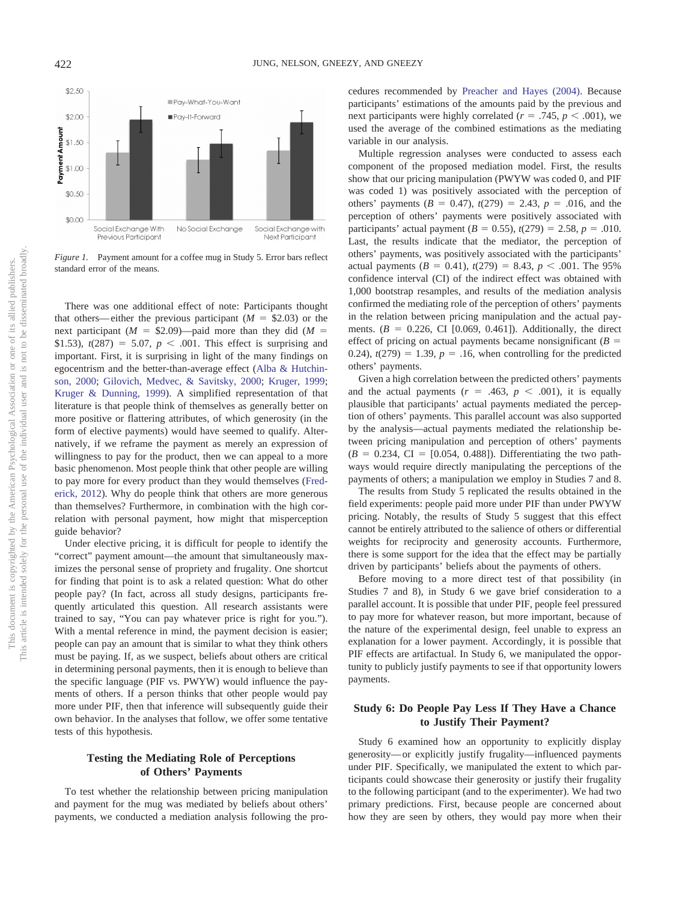*Figure 1.* Payment amount for a coffee mug in Study 5. Error bars reflect standard error of the means.

There was one additional effect of note: Participants thought that others—either the previous participant ($M$ = \$2.03) or the next participant ($M$ = \$2.09)—paid more than they did ($M$ = \$1.53), $t(287) = 5.07$, $p < .001$. This effect is surprising and important. First, it is surprising in light of the many findings on egocentrism and the better-than-average effect (Alba & Hutchinson, 2000; Gilovich, Medvec, & Savitsky, 2000; Kruger, 1999; Kruger & Dunning, 1999). A simplified representation of that literature is that people think of themselves as generally better on more positive or flattering attributes, of which generosity (in the form of elective payments) would have seemed to qualify. Alternatively, if we reframe the payment as merely an expression of willingness to pay for the product, then we can appeal to a more basic phenomenon. Most people think that other people are willing to pay more for every product than they would themselves (Frederick, 2012). Why do people think that others are more generous than themselves? Furthermore, in combination with the high correlation with personal payment, how might that misperception guide behavior?

Under elective pricing, it is difficult for people to identify the "correct" payment amount—the amount that simultaneously maximizes the personal sense of propriety and frugality. One shortcut for finding that point is to ask a related question: What do other people pay? (In fact, across all study designs, participants frequently articulated this question. All research assistants were trained to say, "You can pay whatever price is right for you."). With a mental reference in mind, the payment decision is easier; people can pay an amount that is similar to what they think others must be paying. If, as we suspect, beliefs about others are critical in determining personal payments, then it is enough to believe than the specific language (PIF vs. PWYW) would influence the payments of others. If a person thinks that other people would pay more under PIF, then that inference will subsequently guide their own behavior. In the analyses that follow, we offer some tentative tests of this hypothesis.

## Testing the Mediating Role of Perceptions of Others' Payments

To test whether the relationship between pricing manipulation and payment for the mug was mediated by beliefs about others' payments, we conducted a mediation analysis following the procedures recommended by Preacher and Hayes (2004). Because participants' estimations of the amounts paid by the previous and next participants were highly correlated ($r = .745$, $p < .001$), we used the average of the combined estimations as the mediating variable in our analysis.

Multiple regression analyses were conducted to assess each component of the proposed mediation model. First, the results show that our pricing manipulation (PWYW was coded 0, and PIF was coded 1) was positively associated with the perception of others' payments ($B = 0.47$), $t(279) = 2.43$, $p = .016$, and the perception of others' payments were positively associated with participants' actual payment ($B = 0.55$), $t(279) = 2.58$, $p = .010$. Last, the results indicate that the mediator, the perception of others' payments, was positively associated with the participants' actual payments ($B = 0.41$), $t(279) = 8.43$, $p < .001$. The 95% confidence interval (CI) of the indirect effect was obtained with 1,000 bootstrap resamples, and results of the mediation analysis confirmed the mediating role of the perception of others' payments in the relation between pricing manipulation and the actual payments. ($B = 0.226$, CI [0.069, 0.461]). Additionally, the direct effect of pricing on actual payments became nonsignificant ($B = 0.24$), $t(279) = 1.39$, $p = .16$, when controlling for the predicted others' payments.

Given a high correlation between the predicted others' payments and the actual payments ($r = .463$, $p < .001$), it is equally plausible that participants' actual payments mediated the perception of others' payments. This parallel account was also supported by the analysis—actual payments mediated the relationship between pricing manipulation and perception of others' payments ($B = 0.234$, CI = [0.054, 0.488]). Differentiating the two pathways would require directly manipulating the perceptions of the payments of others; a manipulation we employ in Studies 7 and 8.

The results from Study 5 replicated the results obtained in the field experiments: people paid more under PIF than under PWYW pricing. Notably, the results of Study 5 suggest that this effect cannot be entirely attributed to the salience of others or differential weights for reciprocity and generosity accounts. Furthermore, there is some support for the idea that the effect may be partially driven by participants' beliefs about the payments of others.

Before moving to a more direct test of that possibility (in Studies 7 and 8), in Study 6 we gave brief consideration to a parallel account. It is possible that under PIF, people feel pressured to pay more for whatever reason, but more important, because of the nature of the experimental design, feel unable to express an explanation for a lower payment. Accordingly, it is possible that PIF effects are artifactual. In Study 6, we manipulated the opportunity to publicly justify payments to see if that opportunity lowers payments.

## Study 6: Do People Pay Less If They Have a Chance to Justify Their Payment?

Study 6 examined how an opportunity to explicitly display generosity—or explicitly justify frugality—influenced payments under PIF. Specifically, we manipulated the extent to which participants could showcase their generosity or justify their frugality to the following participant (and to the experimenter). We had two primary predictions. First, because people are concerned about how they are seen by others, they would pay more when their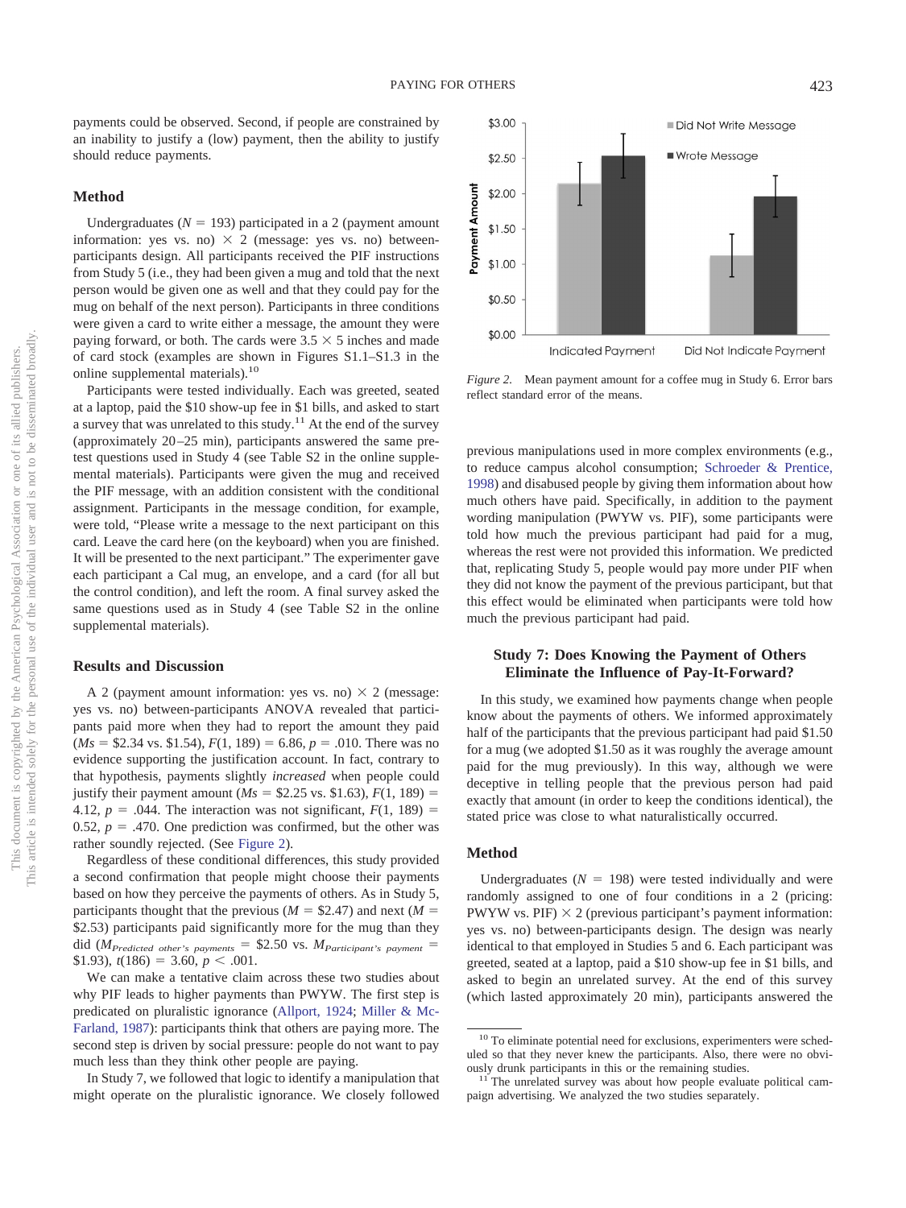payments could be observed. Second, if people are constrained by an inability to justify a (low) payment, then the ability to justify should reduce payments.

## Method

Undergraduates ($N$ = 193) participated in a 2 (payment amount information: yes vs. no) × 2 (message: yes vs. no) between-participants design. All participants received the PIF instructions from Study 5 (i.e., they had been given a mug and told that the next person would be given one as well and that they could pay for the mug on behalf of the next person). Participants in three conditions were given a card to write either a message, the amount they were paying forward, or both. The cards were 3.5 × 5 inches and made of card stock (examples are shown in Figures S1.1–S1.3 in the online supplemental materials).[10]

Participants were tested individually. Each was greeted, seated at a laptop, paid the $10 show-up fee in $1 bills, and asked to start a survey that was unrelated to this study.[11] At the end of the survey (approximately 20–25 min), participants answered the same pretest questions used in Study 4 (see Table S2 in the online supplemental materials). Participants were given the mug and received the PIF message, with an addition consistent with the conditional assignment. Participants in the message condition, for example, were told, "Please write a message to the next participant on this card. Leave the card here (on the keyboard) when you are finished. It will be presented to the next participant." The experimenter gave each participant a Cal mug, an envelope, and a card (for all but the control condition), and left the room. A final survey asked the same questions used as in Study 4 (see Table S2 in the online supplemental materials).

## Results and Discussion

A 2 (payment amount information: yes vs. no) × 2 (message: yes vs. no) between-participants ANOVA revealed that participants paid more when they had to report the amount they paid ($Ms$ = $2.34 vs. $1.54), $F(1, 189) = 6.86$, $p = .010$. There was no evidence supporting the justification account. In fact, contrary to that hypothesis, payments slightly *increased* when people could justify their payment amount ($Ms$ = $2.25 vs. $1.63), $F(1, 189) = 4.12$, $p = .044$. The interaction was not significant, $F(1, 189) = 0.52$, $p = .470$. One prediction was confirmed, but the other was rather soundly rejected. (See Figure 2).

Regardless of these conditional differences, this study provided a second confirmation that people might choose their payments based on how they perceive the payments of others. As in Study 5, participants thought that the previous ($M$ = $2.47) and next ($M$ = $2.53) participants paid significantly more for the mug than they did ($M_{Predicted\ other's\ payments}$ = $2.50 vs. $M_{Participant's\ payment}$ = $1.93), $t(186) = 3.60$, $p < .001$.

We can make a tentative claim across these two studies about why PIF leads to higher payments than PWYW. The first step is predicated on pluralistic ignorance (Allport, 1924; Miller & McFarland, 1987): participants think that others are paying more. The second step is driven by social pressure: people do not want to pay much less than they think other people are paying.

In Study 7, we followed that logic to identify a manipulation that might operate on the pluralistic ignorance. We closely followed previous manipulations used in more complex environments (e.g., to reduce campus alcohol consumption; Schroeder & Prentice, 1998) and disabused people by giving them information about how much others have paid. Specifically, in addition to the payment wording manipulation (PWYW vs. PIF), some participants were told how much the previous participant had paid for a mug, whereas the rest were not provided this information. We predicted that, replicating Study 5, people would pay more under PIF when they did not know the payment of the previous participant, but that this effect would be eliminated when participants were told how much the previous participant had paid.

*Figure 2.* Mean payment amount for a coffee mug in Study 6. Error bars reflect standard error of the means.

## Study 7: Does Knowing the Payment of Others Eliminate the Influence of Pay-It-Forward?

In this study, we examined how payments change when people know about the payments of others. We informed approximately half of the participants that the previous participant had paid $1.50 for a mug (we adopted $1.50 as it was roughly the average amount paid for the mug previously). In this way, although we were deceptive in telling people that the previous person had paid exactly that amount (in order to keep the conditions identical), the stated price was close to what naturalistically occurred.

## Method

Undergraduates ($N$ = 198) were tested individually and were randomly assigned to one of four conditions in a 2 (pricing: PWYW vs. PIF) × 2 (previous participant's payment information: yes vs. no) between-participants design. The design was nearly identical to that employed in Studies 5 and 6. Each participant was greeted, seated at a laptop, paid a $10 show-up fee in $1 bills, and asked to begin an unrelated survey. At the end of this survey (which lasted approximately 20 min), participants answered the

[10] To eliminate potential need for exclusions, experimenters were scheduled so that they never knew the participants. Also, there were no obviously drunk participants in this or the remaining studies.

[11] The unrelated survey was about how people evaluate political campaign advertising. We analyzed the two studies separately.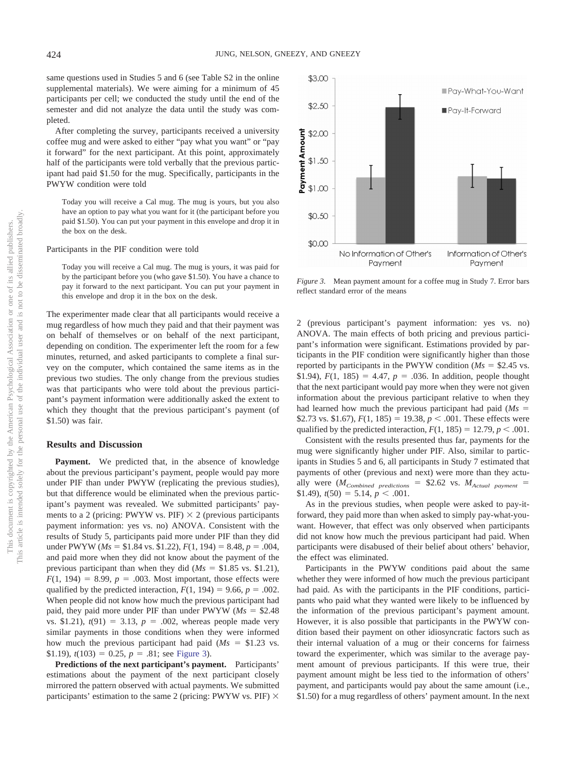same questions used in Studies 5 and 6 (see Table S2 in the online supplemental materials). We were aiming for a minimum of 45 participants per cell; we conducted the study until the end of the semester and did not analyze the data until the study was completed.

After completing the survey, participants received a university coffee mug and were asked to either "pay what you want" or "pay it forward" for the next participant. At this point, approximately half of the participants were told verbally that the previous participant had paid $1.50 for the mug. Specifically, participants in the PWYW condition were told

> Today you will receive a Cal mug. The mug is yours, but you also have an option to pay what you want for it (the participant before you paid $1.50). You can put your payment in this envelope and drop it in the box on the desk.

Participants in the PIF condition were told

> Today you will receive a Cal mug. The mug is yours, it was paid for by the participant before you (who gave $1.50). You have a chance to pay it forward to the next participant. You can put your payment in this envelope and drop it in the box on the desk.

The experimenter made clear that all participants would receive a mug regardless of how much they paid and that their payment was on behalf of themselves or on behalf of the next participant, depending on condition. The experimenter left the room for a few minutes, returned, and asked participants to complete a final survey on the computer, which contained the same items as in the previous two studies. The only change from the previous studies was that participants who were told about the previous participant's payment information were additionally asked the extent to which they thought that the previous participant's payment (of $1.50) was fair.

## Results and Discussion

**Payment.** We predicted that, in the absence of knowledge about the previous participant's payment, people would pay more under PIF than under PWYW (replicating the previous studies), but that difference would be eliminated when the previous participant's payment was revealed. We submitted participants' payments to a 2 (pricing: PWYW vs. PIF) × 2 (previous participants payment information: yes vs. no) ANOVA. Consistent with the results of Study 5, participants paid more under PIF than they did under PWYW (*Ms* = $1.84 vs. $1.22), $F(1, 194) = 8.48$, $p = .004$, and paid more when they did not know about the payment of the previous participant than when they did (*Ms* = $1.85 vs. $1.21), $F(1, 194) = 8.99$, $p = .003$. Most important, those effects were qualified by the predicted interaction, $F(1, 194) = 9.66$, $p = .002$. When people did not know how much the previous participant had paid, they paid more under PIF than under PWYW (*Ms* = $2.48 vs. $1.21), $t(91) = 3.13$, $p = .002$, whereas people made very similar payments in those conditions when they were informed how much the previous participant had paid (*Ms* = $1.23 vs. $1.19), $t(103) = 0.25$, $p = .81$; see Figure 3).

**Predictions of the next participant's payment.** Participants' estimations about the payment of the next participant closely mirrored the pattern observed with actual payments. We submitted participants' estimation to the same 2 (pricing: PWYW vs. PIF) × 2 (previous participant's payment information: yes vs. no) ANOVA. The main effects of both pricing and previous participant's information were significant. Estimations provided by participants in the PIF condition were significantly higher than those reported by participants in the PWYW condition (*Ms* = $2.45 vs. $1.94), $F(1, 185) = 4.47$, $p = .036$. In addition, people thought that the next participant would pay more when they were not given information about the previous participant relative to when they had learned how much the previous participant had paid (*Ms* = $2.73 vs. $1.67), $F(1, 185) = 19.38$, $p < .001$. These effects were qualified by the predicted interaction, $F(1, 185) = 12.79$, $p < .001$.

Figure 3. Mean payment amount for a coffee mug in Study 7. Error bars reflect standard error of the means

Consistent with the results presented thus far, payments for the mug were significantly higher under PIF. Also, similar to participants in Studies 5 and 6, all participants in Study 7 estimated that payments of other (previous and next) were more than they actually were ($M_{Combined\ predictions}$ = $2.62 vs. $M_{Actual\ payment}$ = $1.49), $t(50) = 5.14$, $p < .001$.

As in the previous studies, when people were asked to pay-it-forward, they paid more than when asked to simply pay-what-you-want. However, that effect was only observed when participants did not know how much the previous participant had paid. When participants were disabused of their belief about others' behavior, the effect was eliminated.

Participants in the PWYW conditions paid about the same whether they were informed of how much the previous participant had paid. As with the participants in the PIF conditions, participants who paid what they wanted were likely to be influenced by the information of the previous participant's payment amount. However, it is also possible that participants in the PWYW condition based their payment on other idiosyncratic factors such as their internal valuation of a mug or their concerns for fairness toward the experimenter, which was similar to the average payment amount of previous participants. If this were true, their payment amount might be less tied to the information of others' payment, and participants would pay about the same amount (i.e., $1.50) for a mug regardless of others' payment amount. In the next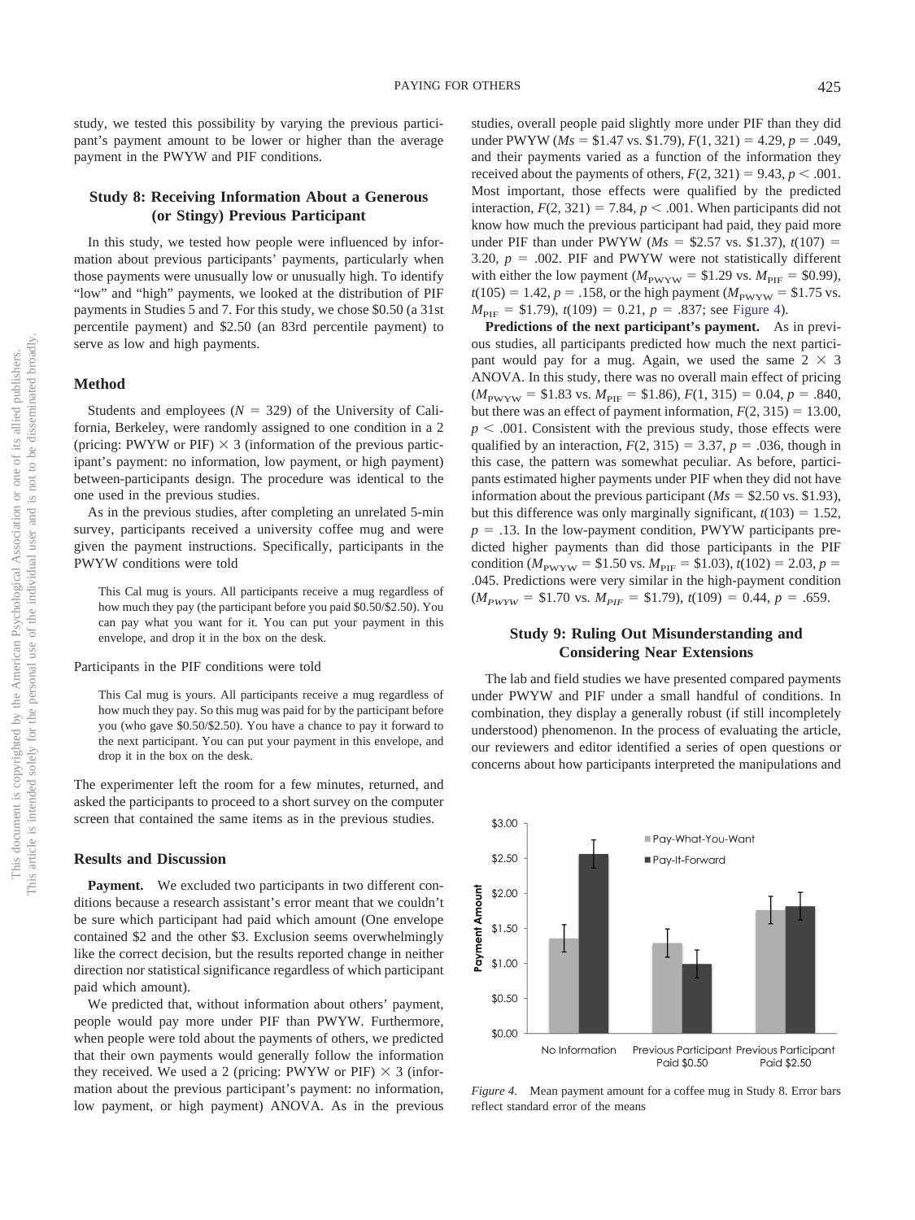study, we tested this possibility by varying the previous participant's payment amount to be lower or higher than the average payment in the PWYW and PIF conditions.

## Study 8: Receiving Information About a Generous (or Stingy) Previous Participant

In this study, we tested how people were influenced by information about previous participants' payments, particularly when those payments were unusually low or unusually high. To identify "low" and "high" payments, we looked at the distribution of PIF payments in Studies 5 and 7. For this study, we chose \$0.50 (a 31st percentile payment) and \$2.50 (an 83rd percentile payment) to serve as low and high payments.

### Method

Students and employees ($N = 329$) of the University of California, Berkeley, were randomly assigned to one condition in a 2 (pricing: PWYW or PIF) $\times$ 3 (information of the previous participant's payment: no information, low payment, or high payment) between-participants design. The procedure was identical to the one used in the previous studies.

As in the previous studies, after completing an unrelated 5-min survey, participants received a university coffee mug and were given the payment instructions. Specifically, participants in the PWYW conditions were told

> This Cal mug is yours. All participants receive a mug regardless of how much they pay (the participant before you paid \$0.50/\$2.50). You can pay what you want for it. You can put your payment in this envelope, and drop it in the box on the desk.

Participants in the PIF conditions were told

> This Cal mug is yours. All participants receive a mug regardless of how much they pay. So this mug was paid for by the participant before you (who gave \$0.50/\$2.50). You have a chance to pay it forward to the next participant. You can put your payment in this envelope, and drop it in the box on the desk.

The experimenter left the room for a few minutes, returned, and asked the participants to proceed to a short survey on the computer screen that contained the same items as in the previous studies.

### Results and Discussion

**Payment.** We excluded two participants in two different conditions because a research assistant's error meant that we couldn't be sure which participant had paid which amount (One envelope contained \$2 and the other \$3. Exclusion seems overwhelmingly like the correct decision, but the results reported change in neither direction nor statistical significance regardless of which participant paid which amount).

We predicted that, without information about others' payment, people would pay more under PIF than PWYW. Furthermore, when people were told about the payments of others, we predicted that their own payments would generally follow the information they received. We used a 2 (pricing: PWYW or PIF) $\times$ 3 (information about the previous participant's payment: no information, low payment, or high payment) ANOVA. As in the previous studies, overall people paid slightly more under PIF than they did under PWYW ($Ms$ = \$1.47 vs. \$1.79), $F(1, 321) = 4.29$, $p = .049$, and their payments varied as a function of the information they received about the payments of others, $F(2, 321) = 9.43$, $p < .001$. Most important, those effects were qualified by the predicted interaction, $F(2, 321) = 7.84$, $p < .001$. When participants did not know how much the previous participant had paid, they paid more under PIF than under PWYW ($Ms$ = \$2.57 vs. \$1.37), $t(107) = 3.20$, $p = .002$. PIF and PWYW were not statistically different with either the low payment ($M_{PWYW}$ = \$1.29 vs. $M_{PIF}$ = \$0.99), $t(105) = 1.42$, $p = .158$, or the high payment ($M_{PWYW}$ = \$1.75 vs. $M_{PIF}$ = \$1.79), $t(109) = 0.21$, $p = .837$; see Figure 4).

**Predictions of the next participant's payment.** As in previous studies, all participants predicted how much the next participant would pay for a mug. Again, we used the same 2 $\times$ 3 ANOVA. In this study, there was no overall main effect of pricing ($M_{PWYW}$ = \$1.83 vs. $M_{PIF}$ = \$1.86), $F(1, 315) = 0.04$, $p = .840$, but there was an effect of payment information, $F(2, 315) = 13.00$, $p < .001$. Consistent with the previous study, those effects were qualified by an interaction, $F(2, 315) = 3.37$, $p = .036$, though in this case, the pattern was somewhat peculiar. As before, participants estimated higher payments under PIF when they did not have information about the previous participant ($Ms$ = \$2.50 vs. \$1.93), but this difference was only marginally significant, $t(103) = 1.52$, $p = .13$. In the low-payment condition, PWYW participants predicted higher payments than did those participants in the PIF condition ($M_{PWYW}$ = \$1.50 vs. $M_{PIF}$ = \$1.03), $t(102) = 2.03$, $p = .045$. Predictions were very similar in the high-payment condition ($M_{PWYW}$ = \$1.70 vs. $M_{PIF}$ = \$1.79), $t(109) = 0.44$, $p = .659$.

## Study 9: Ruling Out Misunderstanding and Considering Near Extensions

The lab and field studies we have presented compared payments under PWYW and PIF under a small handful of conditions. In combination, they display a generally robust (if still incompletely understood) phenomenon. In the process of evaluating the article, our reviewers and editor identified a series of open questions or concerns about how participants interpreted the manipulations and

*Figure 4.* Mean payment amount for a coffee mug in Study 8. Error bars reflect standard error of the means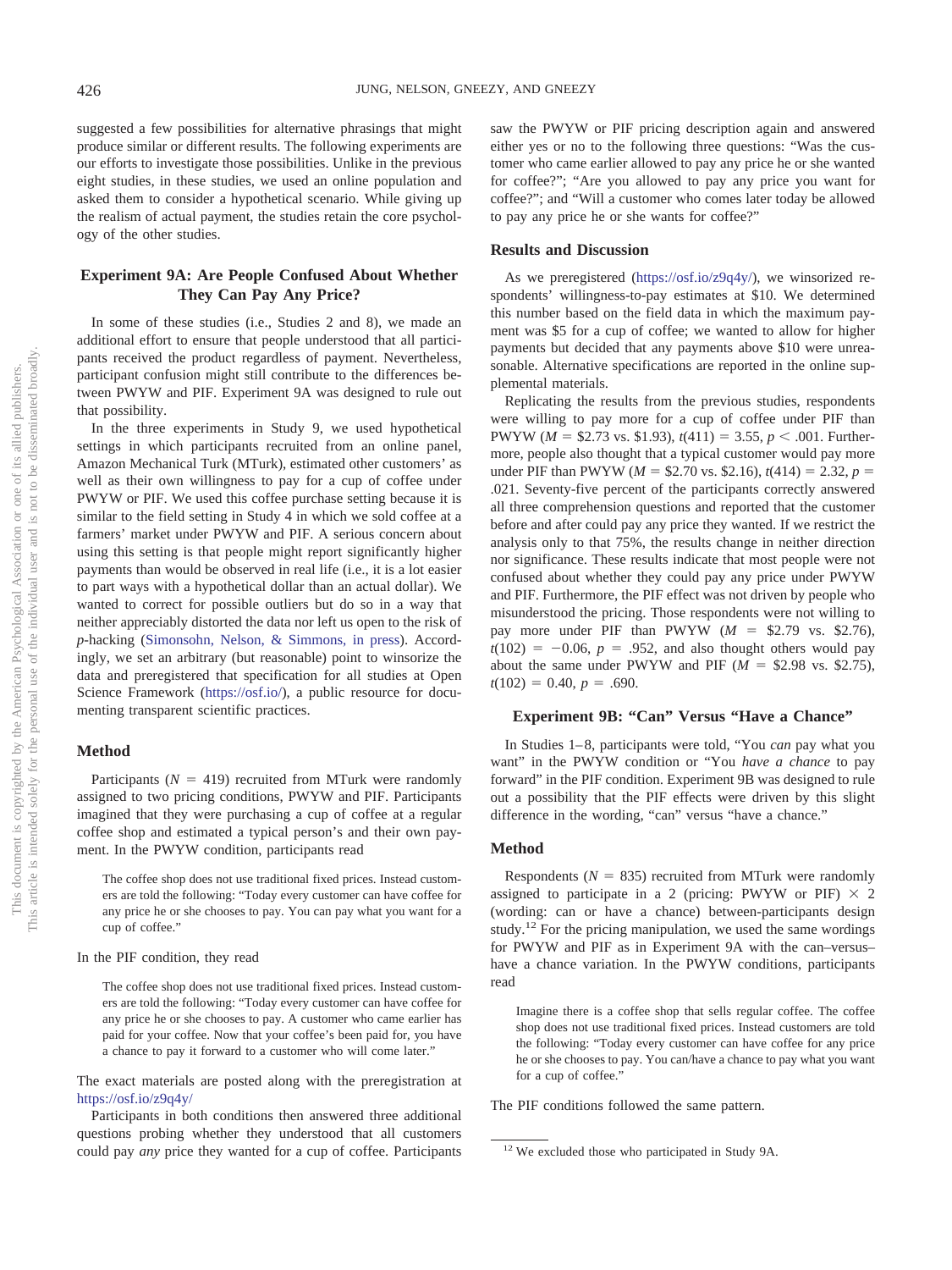suggested a few possibilities for alternative phrasings that might produce similar or different results. The following experiments are our efforts to investigate those possibilities. Unlike in the previous eight studies, in these studies, we used an online population and asked them to consider a hypothetical scenario. While giving up the realism of actual payment, the studies retain the core psychology of the other studies.

## Experiment 9A: Are People Confused About Whether They Can Pay Any Price?

In some of these studies (i.e., Studies 2 and 8), we made an additional effort to ensure that people understood that all participants received the product regardless of payment. Nevertheless, participant confusion might still contribute to the differences between PWYW and PIF. Experiment 9A was designed to rule out that possibility.

In the three experiments in Study 9, we used hypothetical settings in which participants recruited from an online panel, Amazon Mechanical Turk (MTurk), estimated other customers' as well as their own willingness to pay for a cup of coffee under PWYW or PIF. We used this coffee purchase setting because it is similar to the field setting in Study 4 in which we sold coffee at a farmers' market under PWYW and PIF. A serious concern about using this setting is that people might report significantly higher payments than would be observed in real life (i.e., it is a lot easier to part ways with a hypothetical dollar than an actual dollar). We wanted to correct for possible outliers but do so in a way that neither appreciably distorted the data nor left us open to the risk of *p*-hacking (Simonsohn, Nelson, & Simmons, in press). Accordingly, we set an arbitrary (but reasonable) point to winsorize the data and preregistered that specification for all studies at Open Science Framework (https://osf.io/), a public resource for documenting transparent scientific practices.

### Method

Participants ($N = 419$) recruited from MTurk were randomly assigned to two pricing conditions, PWYW and PIF. Participants imagined that they were purchasing a cup of coffee at a regular coffee shop and estimated a typical person's and their own payment. In the PWYW condition, participants read

> The coffee shop does not use traditional fixed prices. Instead customers are told the following: "Today every customer can have coffee for any price he or she chooses to pay. You can pay what you want for a cup of coffee."

In the PIF condition, they read

> The coffee shop does not use traditional fixed prices. Instead customers are told the following: "Today every customer can have coffee for any price he or she chooses to pay. A customer who came earlier has paid for your coffee. Now that your coffee's been paid for, you have a chance to pay it forward to a customer who will come later."

The exact materials are posted along with the preregistration at https://osf.io/z9q4y/

Participants in both conditions then answered three additional questions probing whether they understood that all customers could pay *any* price they wanted for a cup of coffee. Participants saw the PWYW or PIF pricing description again and answered either yes or no to the following three questions: "Was the customer who came earlier allowed to pay any price he or she wanted for coffee?"; "Are you allowed to pay any price you want for coffee?"; and "Will a customer who comes later today be allowed to pay any price he or she wants for coffee?"

### Results and Discussion

As we preregistered (https://osf.io/z9q4y/), we winsorized respondents' willingness-to-pay estimates at \$10. We determined this number based on the field data in which the maximum payment was \$5 for a cup of coffee; we wanted to allow for higher payments but decided that any payments above \$10 were unreasonable. Alternative specifications are reported in the online supplemental materials.

Replicating the results from the previous studies, respondents were willing to pay more for a cup of coffee under PIF than PWYW ($M$ = \$2.73 vs. \$1.93), $t(411) = 3.55$, $p < .001$. Furthermore, people also thought that a typical customer would pay more under PIF than PWYW ($M$ = \$2.70 vs. \$2.16), $t(414) = 2.32$, $p = .021$. Seventy-five percent of the participants correctly answered all three comprehension questions and reported that the customer before and after could pay any price they wanted. If we restrict the analysis only to that 75%, the results change in neither direction nor significance. These results indicate that most people were not confused about whether they could pay any price under PWYW and PIF. Furthermore, the PIF effect was not driven by people who misunderstood the pricing. Those respondents were not willing to pay more under PIF than PWYW ($M$ = \$2.79 vs. \$2.76), $t(102) = -0.06$, $p = .952$, and also thought others would pay about the same under PWYW and PIF ($M$ = \$2.98 vs. \$2.75), $t(102) = 0.40$, $p = .690$.

## Experiment 9B: "Can" Versus "Have a Chance"

In Studies 1–8, participants were told, "You *can* pay what you want" in the PWYW condition or "You *have a chance* to pay forward" in the PIF condition. Experiment 9B was designed to rule out a possibility that the PIF effects were driven by this slight difference in the wording, "can" versus "have a chance."

### Method

Respondents ($N = 835$) recruited from MTurk were randomly assigned to participate in a 2 (pricing: PWYW or PIF) × 2 (wording: can or have a chance) between-participants design study.[12] For the pricing manipulation, we used the same wordings for PWYW and PIF as in Experiment 9A with the can–versus–have a chance variation. In the PWYW conditions, participants read

> Imagine there is a coffee shop that sells regular coffee. The coffee shop does not use traditional fixed prices. Instead customers are told the following: "Today every customer can have coffee for any price he or she chooses to pay. You can/have a chance to pay what you want for a cup of coffee."

The PIF conditions followed the same pattern.

[12] We excluded those who participated in Study 9A.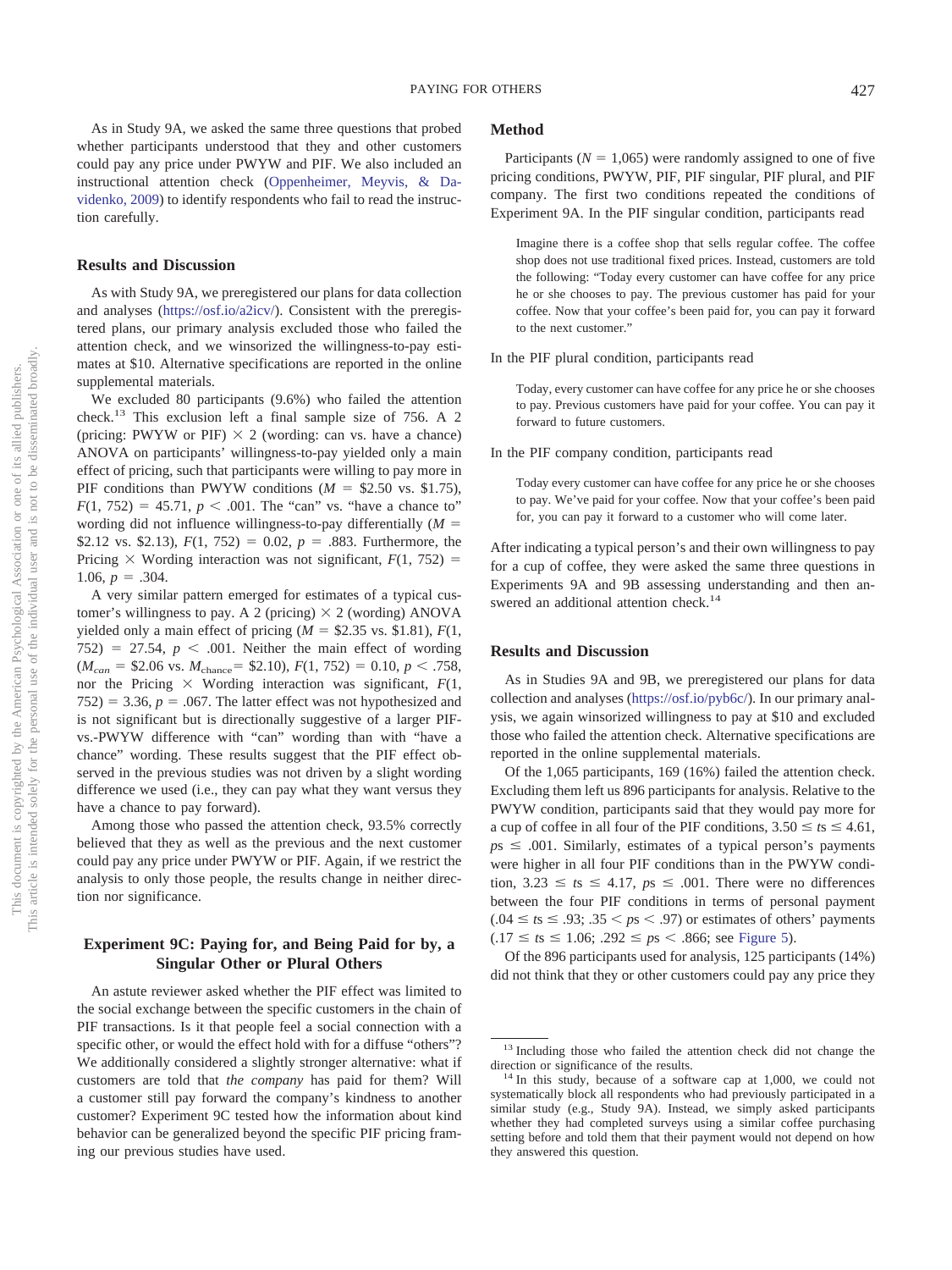As in Study 9A, we asked the same three questions that probed whether participants understood that they and other customers could pay any price under PWYW and PIF. We also included an instructional attention check (Oppenheimer, Meyvis, & Davidenko, 2009) to identify respondents who fail to read the instruction carefully.

### Results and Discussion

As with Study 9A, we preregistered our plans for data collection and analyses (https://osf.io/a2icv/). Consistent with the preregistered plans, our primary analysis excluded those who failed the attention check, and we winsorized the willingness-to-pay estimates at $10. Alternative specifications are reported in the online supplemental materials.

We excluded 80 participants (9.6%) who failed the attention check.[13] This exclusion left a final sample size of 756. A 2 (pricing: PWYW or PIF) × 2 (wording: can vs. have a chance) ANOVA on participants' willingness-to-pay yielded only a main effect of pricing, such that participants were willing to pay more in PIF conditions than PWYW conditions ($M$ = $2.50 vs. $1.75), $F(1, 752) = 45.71$, $p < .001$. The "can" vs. "have a chance to" wording did not influence willingness-to-pay differentially ($M$ = $2.12 vs. $2.13), $F(1, 752) = 0.02$, $p = .883$. Furthermore, the Pricing × Wording interaction was not significant, $F(1, 752) = 1.06$, $p = .304$.

A very similar pattern emerged for estimates of a typical customer's willingness to pay. A 2 (pricing) × 2 (wording) ANOVA yielded only a main effect of pricing ($M$ = $2.35 vs. $1.81), $F(1, 752) = 27.54$, $p < .001$. Neither the main effect of wording ($M_{can}$ = $2.06 vs. $M_{\text{chance}}$= $2.10), $F(1, 752) = 0.10$, $p < .758$, nor the Pricing × Wording interaction was significant, $F(1, 752) = 3.36$, $p = .067$. The latter effect was not hypothesized and is not significant but is directionally suggestive of a larger PIF-vs.-PWYW difference with "can" wording than with "have a chance" wording. These results suggest that the PIF effect observed in the previous studies was not driven by a slight wording difference we used (i.e., they can pay what they want versus they have a chance to pay forward).

Among those who passed the attention check, 93.5% correctly believed that they as well as the previous and the next customer could pay any price under PWYW or PIF. Again, if we restrict the analysis to only those people, the results change in neither direction nor significance.

## Experiment 9C: Paying for, and Being Paid for by, a Singular Other or Plural Others

An astute reviewer asked whether the PIF effect was limited to the social exchange between the specific customers in the chain of PIF transactions. Is it that people feel a social connection with a specific other, or would the effect hold with for a diffuse "others"? We additionally considered a slightly stronger alternative: what if customers are told that *the company* has paid for them? Will a customer still pay forward the company's kindness to another customer? Experiment 9C tested how the information about kind behavior can be generalized beyond the specific PIF pricing framing our previous studies have used.

### Method

Participants ($N = 1{,}065$) were randomly assigned to one of five pricing conditions, PWYW, PIF, PIF singular, PIF plural, and PIF company. The first two conditions repeated the conditions of Experiment 9A. In the PIF singular condition, participants read

> Imagine there is a coffee shop that sells regular coffee. The coffee shop does not use traditional fixed prices. Instead, customers are told the following: "Today every customer can have coffee for any price he or she chooses to pay. The previous customer has paid for your coffee. Now that your coffee's been paid for, you can pay it forward to the next customer."

In the PIF plural condition, participants read

> Today, every customer can have coffee for any price he or she chooses to pay. Previous customers have paid for your coffee. You can pay it forward to future customers.

In the PIF company condition, participants read

> Today every customer can have coffee for any price he or she chooses to pay. We've paid for your coffee. Now that your coffee's been paid for, you can pay it forward to a customer who will come later.

After indicating a typical person's and their own willingness to pay for a cup of coffee, they were asked the same three questions in Experiments 9A and 9B assessing understanding and then answered an additional attention check.[14]

### Results and Discussion

As in Studies 9A and 9B, we preregistered our plans for data collection and analyses (https://osf.io/pyb6c/). In our primary analysis, we again winsorized willingness to pay at $10 and excluded those who failed the attention check. Alternative specifications are reported in the online supplemental materials.

Of the 1,065 participants, 169 (16%) failed the attention check. Excluding them left us 896 participants for analysis. Relative to the PWYW condition, participants said that they would pay more for a cup of coffee in all four of the PIF conditions, $3.50 \le ts \le 4.61$, $ps \le .001$. Similarly, estimates of a typical person's payments were higher in all four PIF conditions than in the PWYW condition, $3.23 \le ts \le 4.17$, $ps \le .001$. There were no differences between the four PIF conditions in terms of personal payment ($.04 \le ts \le .93$; $.35 < ps < .97$) or estimates of others' payments ($.17 \le ts \le 1.06$; $.292 \le ps < .866$; see Figure 5).

Of the 896 participants used for analysis, 125 participants (14%) did not think that they or other customers could pay any price they

---

[13] Including those who failed the attention check did not change the direction or significance of the results.

[14] In this study, because of a software cap at 1,000, we could not systematically block all respondents who had previously participated in a similar study (e.g., Study 9A). Instead, we simply asked participants whether they had completed surveys using a similar coffee purchasing setting before and told them that their payment would not depend on how they answered this question.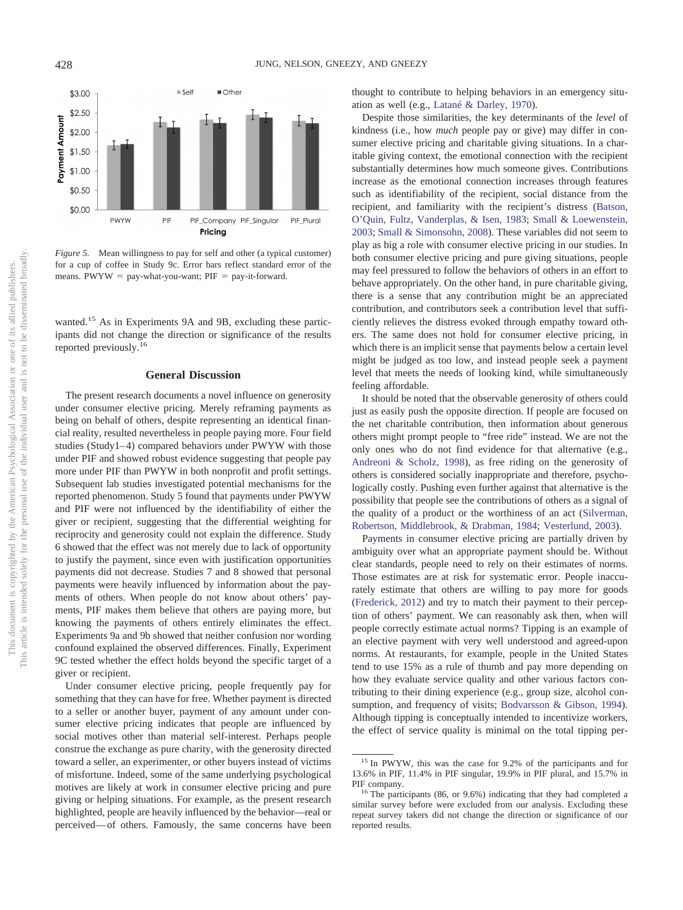*Figure 5.* Mean willingness to pay for self and other (a typical customer) for a cup of coffee in Study 9c. Error bars reflect standard error of the means. PWYW = pay-what-you-want; PIF = pay-it-forward.

wanted.[15] As in Experiments 9A and 9B, excluding these participants did not change the direction or significance of the results reported previously.[16]

## General Discussion

The present research documents a novel influence on generosity under consumer elective pricing. Merely reframing payments as being on behalf of others, despite representing an identical financial reality, resulted nevertheless in people paying more. Four field studies (Study1–4) compared behaviors under PWYW with those under PIF and showed robust evidence suggesting that people pay more under PIF than PWYW in both nonprofit and profit settings. Subsequent lab studies investigated potential mechanisms for the reported phenomenon. Study 5 found that payments under PWYW and PIF were not influenced by the identifiability of either the giver or recipient, suggesting that the differential weighting for reciprocity and generosity could not explain the difference. Study 6 showed that the effect was not merely due to lack of opportunity to justify the payment, since even with justification opportunities payments did not decrease. Studies 7 and 8 showed that personal payments were heavily influenced by information about the payments of others. When people do not know about others' payments, PIF makes them believe that others are paying more, but knowing the payments of others entirely eliminates the effect. Experiments 9a and 9b showed that neither confusion nor wording confound explained the observed differences. Finally, Experiment 9C tested whether the effect holds beyond the specific target of a giver or recipient.

Under consumer elective pricing, people frequently pay for something that they can have for free. Whether payment is directed to a seller or another buyer, payment of any amount under consumer elective pricing indicates that people are influenced by social motives other than material self-interest. Perhaps people construe the exchange as pure charity, with the generosity directed toward a seller, an experimenter, or other buyers instead of victims of misfortune. Indeed, some of the same underlying psychological motives are likely at work in consumer elective pricing and pure giving or helping situations. For example, as the present research highlighted, people are heavily influenced by the behavior—real or perceived—of others. Famously, the same concerns have been thought to contribute to helping behaviors in an emergency situation as well (e.g., Latané & Darley, 1970).

Despite those similarities, the key determinants of the *level* of kindness (i.e., how *much* people pay or give) may differ in consumer elective pricing and charitable giving situations. In a charitable giving context, the emotional connection with the recipient substantially determines how much someone gives. Contributions increase as the emotional connection increases through features such as identifiability of the recipient, social distance from the recipient, and familiarity with the recipient's distress (Batson, O'Quin, Fultz, Vanderplas, & Isen, 1983; Small & Loewenstein, 2003; Small & Simonsohn, 2008). These variables did not seem to play as big a role with consumer elective pricing in our studies. In both consumer elective pricing and pure giving situations, people may feel pressured to follow the behaviors of others in an effort to behave appropriately. On the other hand, in pure charitable giving, there is a sense that any contribution might be an appreciated contribution, and contributors seek a contribution level that sufficiently relieves the distress evoked through empathy toward others. The same does not hold for consumer elective pricing, in which there is an implicit sense that payments below a certain level might be judged as too low, and instead people seek a payment level that meets the needs of looking kind, while simultaneously feeling affordable.

It should be noted that the observable generosity of others could just as easily push the opposite direction. If people are focused on the net charitable contribution, then information about generous others might prompt people to "free ride" instead. We are not the only ones who do not find evidence for that alternative (e.g., Andreoni & Scholz, 1998), as free riding on the generosity of others is considered socially inappropriate and therefore, psychologically costly. Pushing even further against that alternative is the possibility that people see the contributions of others as a signal of the quality of a product or the worthiness of an act (Silverman, Robertson, Middlebrook, & Drabman, 1984; Vesterlund, 2003).

Payments in consumer elective pricing are partially driven by ambiguity over what an appropriate payment should be. Without clear standards, people need to rely on their estimates of norms. Those estimates are at risk for systematic error. People inaccurately estimate that others are willing to pay more for goods (Frederick, 2012) and try to match their payment to their perception of others' payment. We can reasonably ask then, when will people correctly estimate actual norms? Tipping is an example of an elective payment with very well understood and agreed-upon norms. At restaurants, for example, people in the United States tend to use 15% as a rule of thumb and pay more depending on how they evaluate service quality and other various factors contributing to their dining experience (e.g., group size, alcohol consumption, and frequency of visits; Bodvarsson & Gibson, 1994). Although tipping is conceptually intended to incentivize workers, the effect of service quality is minimal on the total tipping per-

[15] In PWYW, this was the case for 9.2% of the participants and for 13.6% in PIF, 11.4% in PIF singular, 19.9% in PIF plural, and 15.7% in PIF company.

[16] The participants (86, or 9.6%) indicating that they had completed a similar survey before were excluded from our analysis. Excluding these repeat survey takers did not change the direction or significance of our reported results.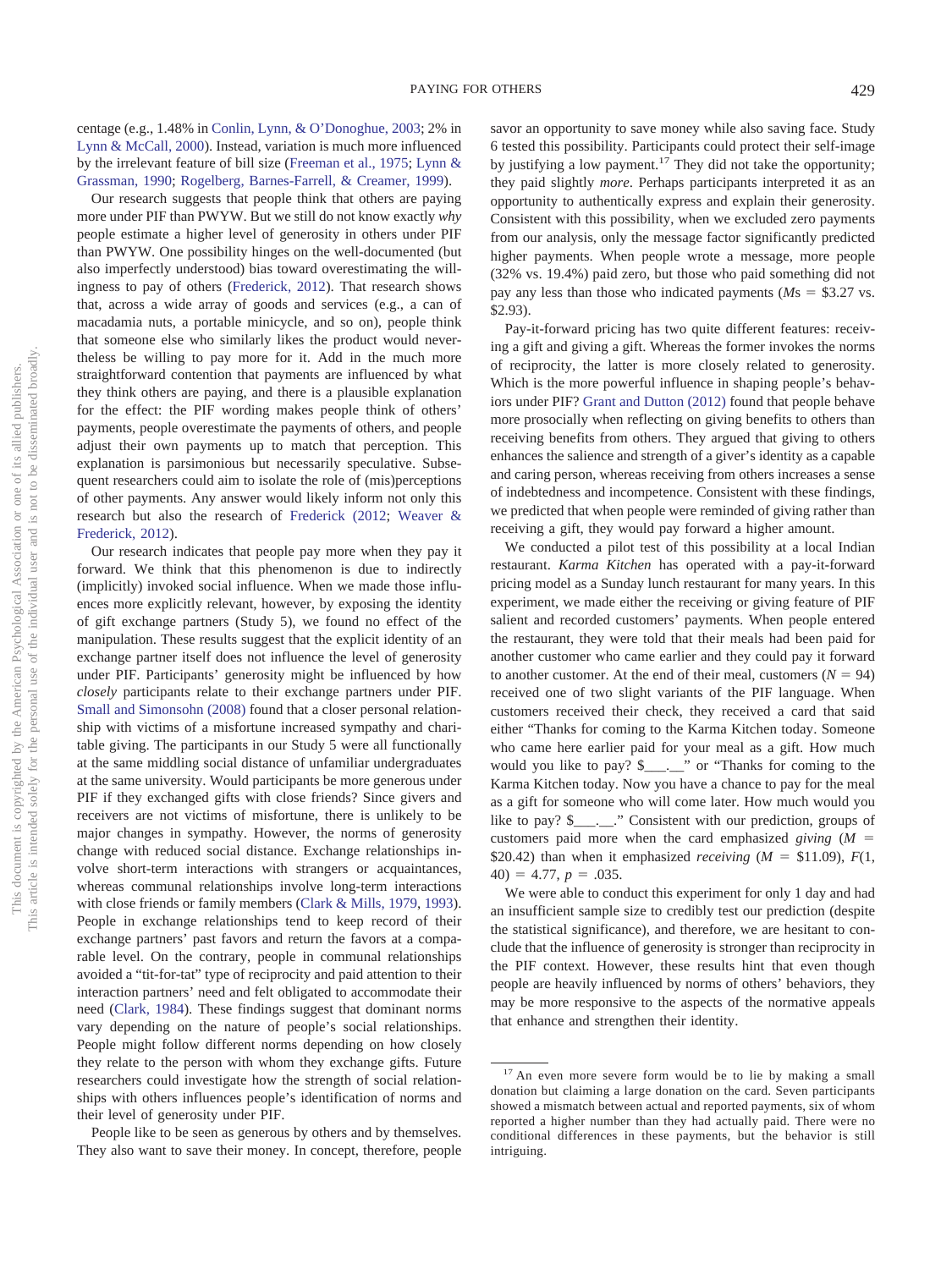centage (e.g., 1.48% in Conlin, Lynn, & O'Donoghue, 2003; 2% in Lynn & McCall, 2000). Instead, variation is much more influenced by the irrelevant feature of bill size (Freeman et al., 1975; Lynn & Grassman, 1990; Rogelberg, Barnes-Farrell, & Creamer, 1999).

Our research suggests that people think that others are paying more under PIF than PWYW. But we still do not know exactly *why* people estimate a higher level of generosity in others under PIF than PWYW. One possibility hinges on the well-documented (but also imperfectly understood) bias toward overestimating the willingness to pay of others (Frederick, 2012). That research shows that, across a wide array of goods and services (e.g., a can of macadamia nuts, a portable minicycle, and so on), people think that someone else who similarly likes the product would nevertheless be willing to pay more for it. Add in the much more straightforward contention that payments are influenced by what they think others are paying, and there is a plausible explanation for the effect: the PIF wording makes people think of others' payments, people overestimate the payments of others, and people adjust their own payments up to match that perception. This explanation is parsimonious but necessarily speculative. Subsequent researchers could aim to isolate the role of (mis)perceptions of other payments. Any answer would likely inform not only this research but also the research of Frederick (2012; Weaver & Frederick, 2012).

Our research indicates that people pay more when they pay it forward. We think that this phenomenon is due to indirectly (implicitly) invoked social influence. When we made those influences more explicitly relevant, however, by exposing the identity of gift exchange partners (Study 5), we found no effect of the manipulation. These results suggest that the explicit identity of an exchange partner itself does not influence the level of generosity under PIF. Participants' generosity might be influenced by how *closely* participants relate to their exchange partners under PIF. Small and Simonsohn (2008) found that a closer personal relationship with victims of a misfortune increased sympathy and charitable giving. The participants in our Study 5 were all functionally at the same middling social distance of unfamiliar undergraduates at the same university. Would participants be more generous under PIF if they exchanged gifts with close friends? Since givers and receivers are not victims of misfortune, there is unlikely to be major changes in sympathy. However, the norms of generosity change with reduced social distance. Exchange relationships involve short-term interactions with strangers or acquaintances, whereas communal relationships involve long-term interactions with close friends or family members (Clark & Mills, 1979, 1993). People in exchange relationships tend to keep record of their exchange partners' past favors and return the favors at a comparable level. On the contrary, people in communal relationships avoided a "tit-for-tat" type of reciprocity and paid attention to their interaction partners' need and felt obligated to accommodate their need (Clark, 1984). These findings suggest that dominant norms vary depending on the nature of people's social relationships. People might follow different norms depending on how closely they relate to the person with whom they exchange gifts. Future researchers could investigate how the strength of social relationships with others influences people's identification of norms and their level of generosity under PIF.

People like to be seen as generous by others and by themselves. They also want to save their money. In concept, therefore, people savor an opportunity to save money while also saving face. Study 6 tested this possibility. Participants could protect their self-image by justifying a low payment.[17] They did not take the opportunity; they paid slightly *more*. Perhaps participants interpreted it as an opportunity to authentically express and explain their generosity. Consistent with this possibility, when we excluded zero payments from our analysis, only the message factor significantly predicted higher payments. When people wrote a message, more people (32% vs. 19.4%) paid zero, but those who paid something did not pay any less than those who indicated payments ($M$s = \$3.27 vs. \$2.93).

Pay-it-forward pricing has two quite different features: receiving a gift and giving a gift. Whereas the former invokes the norms of reciprocity, the latter is more closely related to generosity. Which is the more powerful influence in shaping people's behaviors under PIF? Grant and Dutton (2012) found that people behave more prosocially when reflecting on giving benefits to others than receiving benefits from others. They argued that giving to others enhances the salience and strength of a giver's identity as a capable and caring person, whereas receiving from others increases a sense of indebtedness and incompetence. Consistent with these findings, we predicted that when people were reminded of giving rather than receiving a gift, they would pay forward a higher amount.

We conducted a pilot test of this possibility at a local Indian restaurant. *Karma Kitchen* has operated with a pay-it-forward pricing model as a Sunday lunch restaurant for many years. In this experiment, we made either the receiving or giving feature of PIF salient and recorded customers' payments. When people entered the restaurant, they were told that their meals had been paid for another customer who came earlier and they could pay it forward to another customer. At the end of their meal, customers ($N$ = 94) received one of two slight variants of the PIF language. When customers received their check, they received a card that said either "Thanks for coming to the Karma Kitchen today. Someone who came here earlier paid for your meal as a gift. How much would you like to pay? \$___.__" or "Thanks for coming to the Karma Kitchen today. Now you have a chance to pay for the meal as a gift for someone who will come later. How much would you like to pay? \$___.__." Consistent with our prediction, groups of customers paid more when the card emphasized *giving* ($M$ = \$20.42) than when it emphasized *receiving* ($M$ = \$11.09), $F(1, 40) = 4.77$, $p = .035$.

We were able to conduct this experiment for only 1 day and had an insufficient sample size to credibly test our prediction (despite the statistical significance), and therefore, we are hesitant to conclude that the influence of generosity is stronger than reciprocity in the PIF context. However, these results hint that even though people are heavily influenced by norms of others' behaviors, they may be more responsive to the aspects of the normative appeals that enhance and strengthen their identity.

[17] An even more severe form would be to lie by making a small donation but claiming a large donation on the card. Seven participants showed a mismatch between actual and reported payments, six of whom reported a higher number than they had actually paid. There were no conditional differences in these payments, but the behavior is still intriguing.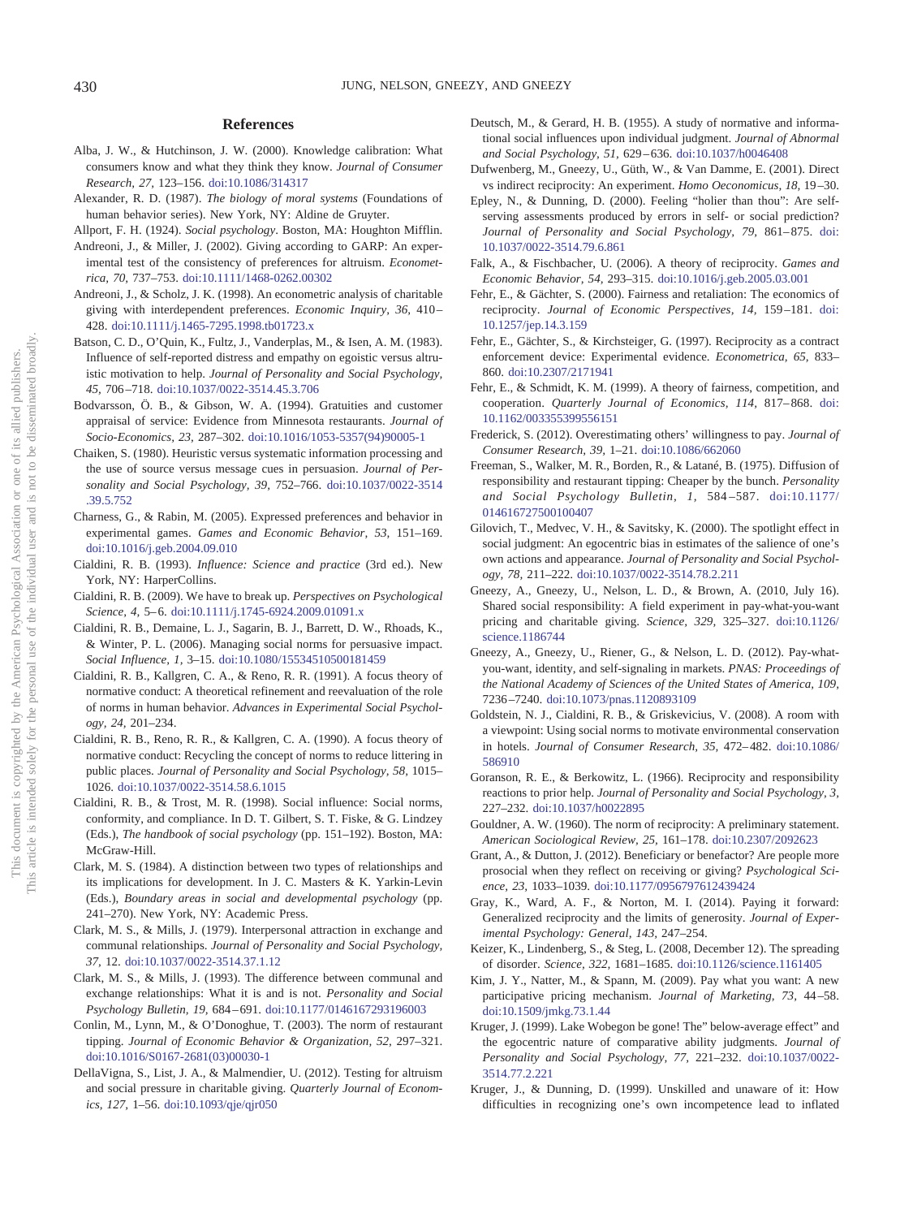## References

Alba, J. W., & Hutchinson, J. W. (2000). Knowledge calibration: What consumers know and what they think they know. *Journal of Consumer Research, 27,* 123–156. doi:10.1086/314317

Alexander, R. D. (1987). *The biology of moral systems* (Foundations of human behavior series). New York, NY: Aldine de Gruyter.

Allport, F. H. (1924). *Social psychology*. Boston, MA: Houghton Mifflin.

Andreoni, J., & Miller, J. (2002). Giving according to GARP: An experimental test of the consistency of preferences for altruism. *Econometrica, 70,* 737–753. doi:10.1111/1468-0262.00302

Andreoni, J., & Scholz, J. K. (1998). An econometric analysis of charitable giving with interdependent preferences. *Economic Inquiry, 36,* 410–428. doi:10.1111/j.1465-7295.1998.tb01723.x

Batson, C. D., O'Quin, K., Fultz, J., Vanderplas, M., & Isen, A. M. (1983). Influence of self-reported distress and empathy on egoistic versus altruistic motivation to help. *Journal of Personality and Social Psychology, 45,* 706–718. doi:10.1037/0022-3514.45.3.706

Bodvarsson, Ö. B., & Gibson, W. A. (1994). Gratuities and customer appraisal of service: Evidence from Minnesota restaurants. *Journal of Socio-Economics, 23,* 287–302. doi:10.1016/1053-5357(94)90005-1

Chaiken, S. (1980). Heuristic versus systematic information processing and the use of source versus message cues in persuasion. *Journal of Personality and Social Psychology, 39,* 752–766. doi:10.1037/0022-3514.39.5.752

Charness, G., & Rabin, M. (2005). Expressed preferences and behavior in experimental games. *Games and Economic Behavior, 53,* 151–169. doi:10.1016/j.geb.2004.09.010

Cialdini, R. B. (1993). *Influence: Science and practice* (3rd ed.). New York, NY: HarperCollins.

Cialdini, R. B. (2009). We have to break up. *Perspectives on Psychological Science, 4,* 5–6. doi:10.1111/j.1745-6924.2009.01091.x

Cialdini, R. B., Demaine, L. J., Sagarin, B. J., Barrett, D. W., Rhoads, K., & Winter, P. L. (2006). Managing social norms for persuasive impact. *Social Influence, 1,* 3–15. doi:10.1080/15534510500181459

Cialdini, R. B., Kallgren, C. A., & Reno, R. R. (1991). A focus theory of normative conduct: A theoretical refinement and reevaluation of the role of norms in human behavior. *Advances in Experimental Social Psychology, 24,* 201–234.

Cialdini, R. B., Reno, R. R., & Kallgren, C. A. (1990). A focus theory of normative conduct: Recycling the concept of norms to reduce littering in public places. *Journal of Personality and Social Psychology, 58,* 1015–1026. doi:10.1037/0022-3514.58.6.1015

Cialdini, R. B., & Trost, M. R. (1998). Social influence: Social norms, conformity, and compliance. In D. T. Gilbert, S. T. Fiske, & G. Lindzey (Eds.), *The handbook of social psychology* (pp. 151–192). Boston, MA: McGraw-Hill.

Clark, M. S. (1984). A distinction between two types of relationships and its implications for development. In J. C. Masters & K. Yarkin-Levin (Eds.), *Boundary areas in social and developmental psychology* (pp. 241–270). New York, NY: Academic Press.

Clark, M. S., & Mills, J. (1979). Interpersonal attraction in exchange and communal relationships. *Journal of Personality and Social Psychology, 37,* 12. doi:10.1037/0022-3514.37.1.12

Clark, M. S., & Mills, J. (1993). The difference between communal and exchange relationships: What it is and is not. *Personality and Social Psychology Bulletin, 19,* 684–691. doi:10.1177/0146167293196003

Conlin, M., Lynn, M., & O'Donoghue, T. (2003). The norm of restaurant tipping. *Journal of Economic Behavior & Organization, 52,* 297–321. doi:10.1016/S0167-2681(03)00030-1

DellaVigna, S., List, J. A., & Malmendier, U. (2012). Testing for altruism and social pressure in charitable giving. *Quarterly Journal of Economics, 127,* 1–56. doi:10.1093/qje/qjr050

Deutsch, M., & Gerard, H. B. (1955). A study of normative and informational social influences upon individual judgment. *Journal of Abnormal and Social Psychology, 51,* 629–636. doi:10.1037/h0046408

Dufwenberg, M., Gneezy, U., Güth, W., & Van Damme, E. (2001). Direct vs indirect reciprocity: An experiment. *Homo Oeconomicus, 18,* 19–30.

Epley, N., & Dunning, D. (2000). Feeling "holier than thou": Are self-serving assessments produced by errors in self- or social prediction? *Journal of Personality and Social Psychology, 79,* 861–875. doi:10.1037/0022-3514.79.6.861

Falk, A., & Fischbacher, U. (2006). A theory of reciprocity. *Games and Economic Behavior, 54,* 293–315. doi:10.1016/j.geb.2005.03.001

Fehr, E., & Gächter, S. (2000). Fairness and retaliation: The economics of reciprocity. *Journal of Economic Perspectives, 14,* 159–181. doi:10.1257/jep.14.3.159

Fehr, E., Gächter, S., & Kirchsteiger, G. (1997). Reciprocity as a contract enforcement device: Experimental evidence. *Econometrica, 65,* 833–860. doi:10.2307/2171941

Fehr, E., & Schmidt, K. M. (1999). A theory of fairness, competition, and cooperation. *Quarterly Journal of Economics, 114,* 817–868. doi:10.1162/003355399556151

Frederick, S. (2012). Overestimating others' willingness to pay. *Journal of Consumer Research, 39,* 1–21. doi:10.1086/662060

Freeman, S., Walker, M. R., Borden, R., & Latané, B. (1975). Diffusion of responsibility and restaurant tipping: Cheaper by the bunch. *Personality and Social Psychology Bulletin, 1,* 584–587. doi:10.1177/014616727500100407

Gilovich, T., Medvec, V. H., & Savitsky, K. (2000). The spotlight effect in social judgment: An egocentric bias in estimates of the salience of one's own actions and appearance. *Journal of Personality and Social Psychology, 78,* 211–222. doi:10.1037/0022-3514.78.2.211

Gneezy, A., Gneezy, U., Nelson, L. D., & Brown, A. (2010, July 16). Shared social responsibility: A field experiment in pay-what-you-want pricing and charitable giving. *Science, 329,* 325–327. doi:10.1126/science.1186744

Gneezy, A., Gneezy, U., Riener, G., & Nelson, L. D. (2012). Pay-what-you-want, identity, and self-signaling in markets. *PNAS: Proceedings of the National Academy of Sciences of the United States of America, 109,* 7236–7240. doi:10.1073/pnas.1120893109

Goldstein, N. J., Cialdini, R. B., & Griskevicius, V. (2008). A room with a viewpoint: Using social norms to motivate environmental conservation in hotels. *Journal of Consumer Research, 35,* 472–482. doi:10.1086/586910

Goranson, R. E., & Berkowitz, L. (1966). Reciprocity and responsibility reactions to prior help. *Journal of Personality and Social Psychology, 3,* 227–232. doi:10.1037/h0022895

Gouldner, A. W. (1960). The norm of reciprocity: A preliminary statement. *American Sociological Review, 25,* 161–178. doi:10.2307/2092623

Grant, A., & Dutton, J. (2012). Beneficiary or benefactor? Are people more prosocial when they reflect on receiving or giving? *Psychological Science, 23,* 1033–1039. doi:10.1177/0956797612439424

Gray, K., Ward, A. F., & Norton, M. I. (2014). Paying it forward: Generalized reciprocity and the limits of generosity. *Journal of Experimental Psychology: General, 143,* 247–254.

Keizer, K., Lindenberg, S., & Steg, L. (2008, December 12). The spreading of disorder. *Science, 322,* 1681–1685. doi:10.1126/science.1161405

Kim, J. Y., Natter, M., & Spann, M. (2009). Pay what you want: A new participative pricing mechanism. *Journal of Marketing, 73,* 44–58. doi:10.1509/jmkg.73.1.44

Kruger, J. (1999). Lake Wobegon be gone! The" below-average effect" and the egocentric nature of comparative ability judgments. *Journal of Personality and Social Psychology, 77,* 221–232. doi:10.1037/0022-3514.77.2.221

Kruger, J., & Dunning, D. (1999). Unskilled and unaware of it: How difficulties in recognizing one's own incompetence lead to inflated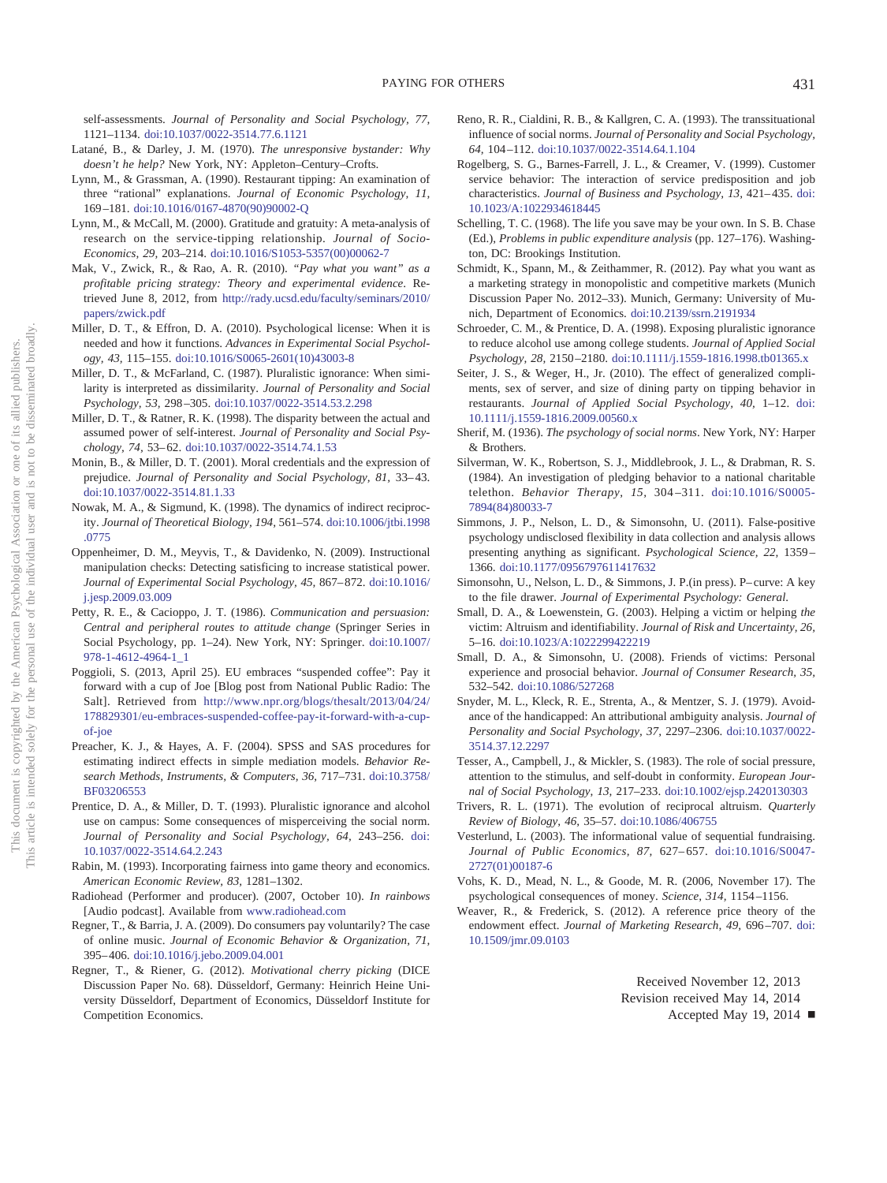self-assessments. *Journal of Personality and Social Psychology, 77,* 1121–1134. doi:10.1037/0022-3514.77.6.1121

Latané, B., & Darley, J. M. (1970). *The unresponsive bystander: Why doesn't he help?* New York, NY: Appleton–Century–Crofts.

Lynn, M., & Grassman, A. (1990). Restaurant tipping: An examination of three "rational" explanations. *Journal of Economic Psychology, 11,* 169–181. doi:10.1016/0167-4870(90)90002-Q

Lynn, M., & McCall, M. (2000). Gratitude and gratuity: A meta-analysis of research on the service-tipping relationship. *Journal of Socio-Economics, 29,* 203–214. doi:10.1016/S1053-5357(00)00062-7

Mak, V., Zwick, R., & Rao, A. R. (2010). *"Pay what you want" as a profitable pricing strategy: Theory and experimental evidence.* Retrieved June 8, 2012, from http://rady.ucsd.edu/faculty/seminars/2010/papers/zwick.pdf

Miller, D. T., & Effron, D. A. (2010). Psychological license: When it is needed and how it functions. *Advances in Experimental Social Psychology, 43,* 115–155. doi:10.1016/S0065-2601(10)43003-8

Miller, D. T., & McFarland, C. (1987). Pluralistic ignorance: When similarity is interpreted as dissimilarity. *Journal of Personality and Social Psychology, 53,* 298–305. doi:10.1037/0022-3514.53.2.298

Miller, D. T., & Ratner, R. K. (1998). The disparity between the actual and assumed power of self-interest. *Journal of Personality and Social Psychology, 74,* 53–62. doi:10.1037/0022-3514.74.1.53

Monin, B., & Miller, D. T. (2001). Moral credentials and the expression of prejudice. *Journal of Personality and Social Psychology, 81,* 33–43. doi:10.1037/0022-3514.81.1.33

Nowak, M. A., & Sigmund, K. (1998). The dynamics of indirect reciprocity. *Journal of Theoretical Biology, 194,* 561–574. doi:10.1006/jtbi.1998.0775

Oppenheimer, D. M., Meyvis, T., & Davidenko, N. (2009). Instructional manipulation checks: Detecting satisficing to increase statistical power. *Journal of Experimental Social Psychology, 45,* 867–872. doi:10.1016/j.jesp.2009.03.009

Petty, R. E., & Cacioppo, J. T. (1986). *Communication and persuasion: Central and peripheral routes to attitude change* (Springer Series in Social Psychology, pp. 1–24). New York, NY: Springer. doi:10.1007/978-1-4612-4964-1_1

Poggioli, S. (2013, April 25). EU embraces "suspended coffee": Pay it forward with a cup of Joe [Blog post from National Public Radio: The Salt]. Retrieved from http://www.npr.org/blogs/thesalt/2013/04/24/178829301/eu-embraces-suspended-coffee-pay-it-forward-with-a-cup-of-joe

Preacher, K. J., & Hayes, A. F. (2004). SPSS and SAS procedures for estimating indirect effects in simple mediation models. *Behavior Research Methods, Instruments, & Computers, 36,* 717–731. doi:10.3758/BF03206553

Prentice, D. A., & Miller, D. T. (1993). Pluralistic ignorance and alcohol use on campus: Some consequences of misperceiving the social norm. *Journal of Personality and Social Psychology, 64,* 243–256. doi:10.1037/0022-3514.64.2.243

Rabin, M. (1993). Incorporating fairness into game theory and economics. *American Economic Review, 83,* 1281–1302.

Radiohead (Performer and producer). (2007, October 10). *In rainbows* [Audio podcast]. Available from www.radiohead.com

Regner, T., & Barria, J. A. (2009). Do consumers pay voluntarily? The case of online music. *Journal of Economic Behavior & Organization, 71,* 395–406. doi:10.1016/j.jebo.2009.04.001

Regner, T., & Riener, G. (2012). *Motivational cherry picking* (DICE Discussion Paper No. 68). Düsseldorf, Germany: Heinrich Heine University Düsseldorf, Department of Economics, Düsseldorf Institute for Competition Economics.

Reno, R. R., Cialdini, R. B., & Kallgren, C. A. (1993). The transsituational influence of social norms. *Journal of Personality and Social Psychology, 64,* 104–112. doi:10.1037/0022-3514.64.1.104

Rogelberg, S. G., Barnes-Farrell, J. L., & Creamer, V. (1999). Customer service behavior: The interaction of service predisposition and job characteristics. *Journal of Business and Psychology, 13,* 421–435. doi:10.1023/A:1022934618445

Schelling, T. C. (1968). The life you save may be your own. In S. B. Chase (Ed.), *Problems in public expenditure analysis* (pp. 127–176). Washington, DC: Brookings Institution.

Schmidt, K., Spann, M., & Zeithammer, R. (2012). Pay what you want as a marketing strategy in monopolistic and competitive markets (Munich Discussion Paper No. 2012–33). Munich, Germany: University of Munich, Department of Economics. doi:10.2139/ssrn.2191934

Schroeder, C. M., & Prentice, D. A. (1998). Exposing pluralistic ignorance to reduce alcohol use among college students. *Journal of Applied Social Psychology, 28,* 2150–2180. doi:10.1111/j.1559-1816.1998.tb01365.x

Seiter, J. S., & Weger, H., Jr. (2010). The effect of generalized compliments, sex of server, and size of dining party on tipping behavior in restaurants. *Journal of Applied Social Psychology, 40,* 1–12. doi:10.1111/j.1559-1816.2009.00560.x

Sherif, M. (1936). *The psychology of social norms.* New York, NY: Harper & Brothers.

Silverman, W. K., Robertson, S. J., Middlebrook, J. L., & Drabman, R. S. (1984). An investigation of pledging behavior to a national charitable telethon. *Behavior Therapy, 15,* 304–311. doi:10.1016/S0005-7894(84)80033-7

Simmons, J. P., Nelson, L. D., & Simonsohn, U. (2011). False-positive psychology undisclosed flexibility in data collection and analysis allows presenting anything as significant. *Psychological Science, 22,* 1359–1366. doi:10.1177/0956797611417632

Simonsohn, U., Nelson, L. D., & Simmons, J. P.(in press). P–curve: A key to the file drawer. *Journal of Experimental Psychology: General.*

Small, D. A., & Loewenstein, G. (2003). Helping a victim or helping *the* victim: Altruism and identifiability. *Journal of Risk and Uncertainty, 26,* 5–16. doi:10.1023/A:1022299422219

Small, D. A., & Simonsohn, U. (2008). Friends of victims: Personal experience and prosocial behavior. *Journal of Consumer Research, 35,* 532–542. doi:10.1086/527268

Snyder, M. L., Kleck, R. E., Strenta, A., & Mentzer, S. J. (1979). Avoidance of the handicapped: An attributional ambiguity analysis. *Journal of Personality and Social Psychology, 37,* 2297–2306. doi:10.1037/0022-3514.37.12.2297

Tesser, A., Campbell, J., & Mickler, S. (1983). The role of social pressure, attention to the stimulus, and self-doubt in conformity. *European Journal of Social Psychology, 13,* 217–233. doi:10.1002/ejsp.2420130303

Trivers, R. L. (1971). The evolution of reciprocal altruism. *Quarterly Review of Biology, 46,* 35–57. doi:10.1086/406755

Vesterlund, L. (2003). The informational value of sequential fundraising. *Journal of Public Economics, 87,* 627–657. doi:10.1016/S0047-2727(01)00187-6

Vohs, K. D., Mead, N. L., & Goode, M. R. (2006, November 17). The psychological consequences of money. *Science, 314,* 1154–1156.

Weaver, R., & Frederick, S. (2012). A reference price theory of the endowment effect. *Journal of Marketing Research, 49,* 696–707. doi:10.1509/jmr.09.0103

Received November 12, 2013
Revision received May 14, 2014
Accepted May 19, 2014 ■